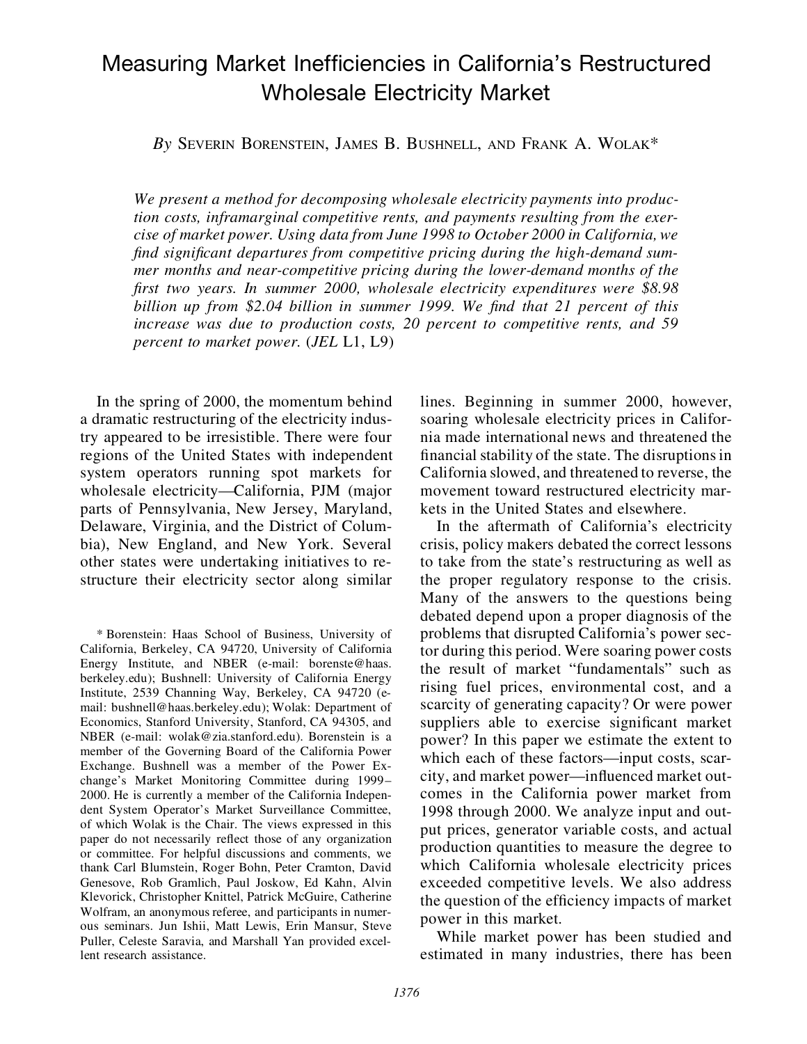# Measuring Market Inefficiencies in California's Restructured Wholesale Electricity Market

*By* SEVERIN BORENSTEIN, JAMES B. BUSHNELL, AND FRANK A. WOLAK*

*We present a method for decomposing wholesale electricity payments into production costs, inframarginal competitive rents, and payments resulting from the exercise of market power. Using data from June 1998 to October 2000 in California, we find significant departures from competitive pricing during the high-demand summer months and near-competitive pricing during the lower-demand months of the first two years. In summer 2000, wholesale electricity expenditures were $8.98 billion up from $2.04 billion in summer 1999. We find that 21 percent of this increase was due to production costs, 20 percent to competitive rents, and 59 percent to market power.* (*JEL* L1, L9)

In the spring of 2000, the momentum behind a dramatic restructuring of the electricity industry appeared to be irresistible. There were four regions of the United States with independent system operators running spot markets for wholesale electricity—California, PJM (major parts of Pennsylvania, New Jersey, Maryland, Delaware, Virginia, and the District of Columbia), New England, and New York. Several other states were undertaking initiatives to restructure their electricity sector along similar lines. Beginning in summer 2000, however, soaring wholesale electricity prices in California made international news and threatened the financial stability of the state. The disruptions in California slowed, and threatened to reverse, the movement toward restructured electricity markets in the United States and elsewhere.

In the aftermath of California's electricity crisis, policy makers debated the correct lessons to take from the state's restructuring as well as the proper regulatory response to the crisis. Many of the answers to the questions being debated depend upon a proper diagnosis of the problems that disrupted California's power sector during this period. Were soaring power costs the result of market "fundamentals" such as rising fuel prices, environmental cost, and a scarcity of generating capacity? Or were power suppliers able to exercise significant market power? In this paper we estimate the extent to which each of these factors—input costs, scarcity, and market power—influenced market outcomes in the California power market from 1998 through 2000. We analyze input and output prices, generator variable costs, and actual production quantities to measure the degree to which California wholesale electricity prices exceeded competitive levels. We also address the question of the efficiency impacts of market power in this market.

While market power has been studied and estimated in many industries, there has been

\* Borenstein: Haas School of Business, University of California, Berkeley, CA 94720, University of California Energy Institute, and NBER (e-mail: borenste@haas.berkeley.edu); Bushnell: University of California Energy Institute, 2539 Channing Way, Berkeley, CA 94720 (e-mail: bushnell@haas.berkeley.edu); Wolak: Department of Economics, Stanford University, Stanford, CA 94305, and NBER (e-mail: wolak@zia.stanford.edu). Borenstein is a member of the Governing Board of the California Power Exchange. Bushnell was a member of the Power Exchange's Market Monitoring Committee during 1999–2000. He is currently a member of the California Independent System Operator's Market Surveillance Committee, of which Wolak is the Chair. The views expressed in this paper do not necessarily reflect those of any organization or committee. For helpful discussions and comments, we thank Carl Blumstein, Roger Bohn, Peter Cramton, David Genesove, Rob Gramlich, Paul Joskow, Ed Kahn, Alvin Klevorick, Christopher Knittel, Patrick McGuire, Catherine Wolfram, an anonymous referee, and participants in numerous seminars. Jun Ishii, Matt Lewis, Erin Mansur, Steve Puller, Celeste Saravia, and Marshall Yan provided excellent research assistance.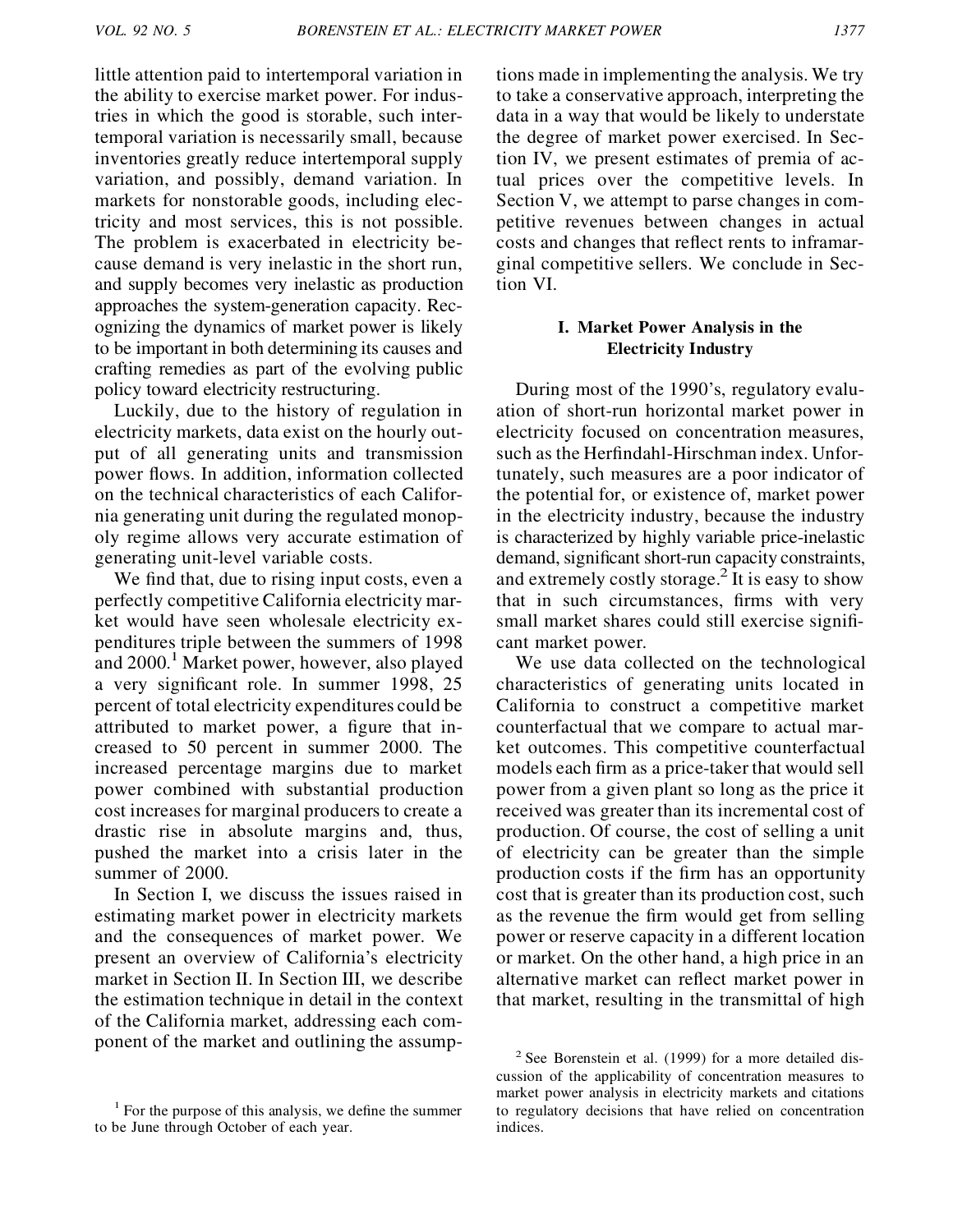little attention paid to intertemporal variation in the ability to exercise market power. For industries in which the good is storable, such intertemporal variation is necessarily small, because inventories greatly reduce intertemporal supply variation, and possibly, demand variation. In markets for nonstorable goods, including electricity and most services, this is not possible. The problem is exacerbated in electricity because demand is very inelastic in the short run, and supply becomes very inelastic as production approaches the system-generation capacity. Recognizing the dynamics of market power is likely to be important in both determining its causes and crafting remedies as part of the evolving public policy toward electricity restructuring.

Luckily, due to the history of regulation in electricity markets, data exist on the hourly output of all generating units and transmission power flows. In addition, information collected on the technical characteristics of each California generating unit during the regulated monopoly regime allows very accurate estimation of generating unit-level variable costs.

We find that, due to rising input costs, even a perfectly competitive California electricity market would have seen wholesale electricity expenditures triple between the summers of 1998 and 2000.[1] Market power, however, also played a very significant role. In summer 1998, 25 percent of total electricity expenditures could be attributed to market power, a figure that increased to 50 percent in summer 2000. The increased percentage margins due to market power combined with substantial production cost increases for marginal producers to create a drastic rise in absolute margins and, thus, pushed the market into a crisis later in the summer of 2000.

In Section I, we discuss the issues raised in estimating market power in electricity markets and the consequences of market power. We present an overview of California's electricity market in Section II. In Section III, we describe the estimation technique in detail in the context of the California market, addressing each component of the market and outlining the assumptions made in implementing the analysis. We try to take a conservative approach, interpreting the data in a way that would be likely to understate the degree of market power exercised. In Section IV, we present estimates of premia of actual prices over the competitive levels. In Section V, we attempt to parse changes in competitive revenues between changes in actual costs and changes that reflect rents to inframarginal competitive sellers. We conclude in Section VI.

## I. Market Power Analysis in the Electricity Industry

During most of the 1990's, regulatory evaluation of short-run horizontal market power in electricity focused on concentration measures, such as the Herfindahl-Hirschman index. Unfortunately, such measures are a poor indicator of the potential for, or existence of, market power in the electricity industry, because the industry is characterized by highly variable price-inelastic demand, significant short-run capacity constraints, and extremely costly storage.[2] It is easy to show that in such circumstances, firms with very small market shares could still exercise significant market power.

We use data collected on the technological characteristics of generating units located in California to construct a competitive market counterfactual that we compare to actual market outcomes. This competitive counterfactual models each firm as a price-taker that would sell power from a given plant so long as the price it received was greater than its incremental cost of production. Of course, the cost of selling a unit of electricity can be greater than the simple production costs if the firm has an opportunity cost that is greater than its production cost, such as the revenue the firm would get from selling power or reserve capacity in a different location or market. On the other hand, a high price in an alternative market can reflect market power in that market, resulting in the transmittal of high

[1] For the purpose of this analysis, we define the summer to be June through October of each year.

[2] See Borenstein et al. (1999) for a more detailed discussion of the applicability of concentration measures to market power analysis in electricity markets and citations to regulatory decisions that have relied on concentration indices.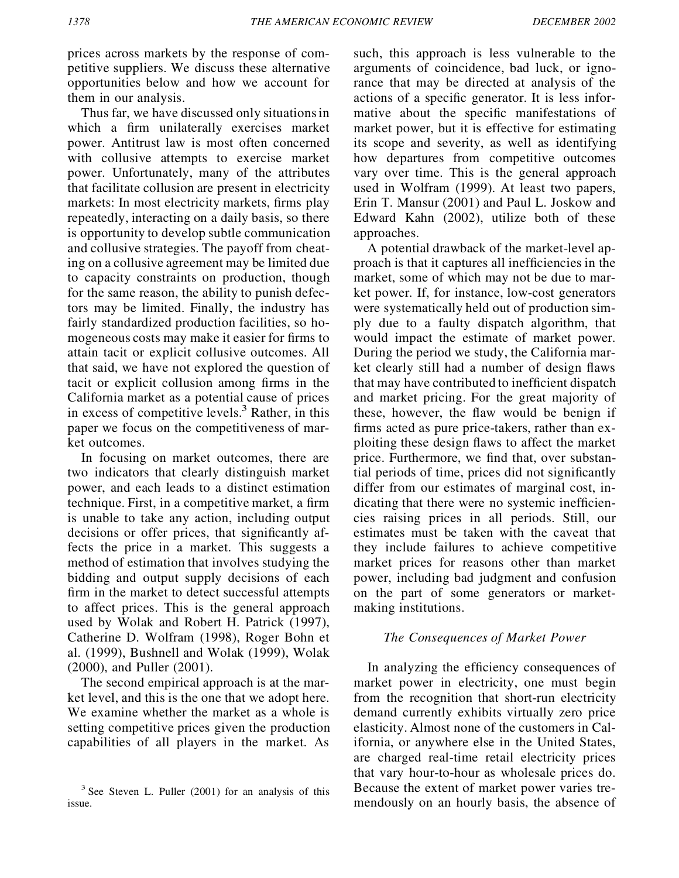prices across markets by the response of competitive suppliers. We discuss these alternative opportunities below and how we account for them in our analysis.

Thus far, we have discussed only situations in which a firm unilaterally exercises market power. Antitrust law is most often concerned with collusive attempts to exercise market power. Unfortunately, many of the attributes that facilitate collusion are present in electricity markets: In most electricity markets, firms play repeatedly, interacting on a daily basis, so there is opportunity to develop subtle communication and collusive strategies. The payoff from cheating on a collusive agreement may be limited due to capacity constraints on production, though for the same reason, the ability to punish defectors may be limited. Finally, the industry has fairly standardized production facilities, so homogeneous costs may make it easier for firms to attain tacit or explicit collusive outcomes. All that said, we have not explored the question of tacit or explicit collusion among firms in the California market as a potential cause of prices in excess of competitive levels.[3] Rather, in this paper we focus on the competitiveness of market outcomes.

In focusing on market outcomes, there are two indicators that clearly distinguish market power, and each leads to a distinct estimation technique. First, in a competitive market, a firm is unable to take any action, including output decisions or offer prices, that significantly affects the price in a market. This suggests a method of estimation that involves studying the bidding and output supply decisions of each firm in the market to detect successful attempts to affect prices. This is the general approach used by Wolak and Robert H. Patrick (1997), Catherine D. Wolfram (1998), Roger Bohn et al. (1999), Bushnell and Wolak (1999), Wolak (2000), and Puller (2001).

The second empirical approach is at the market level, and this is the one that we adopt here. We examine whether the market as a whole is setting competitive prices given the production capabilities of all players in the market. As such, this approach is less vulnerable to the arguments of coincidence, bad luck, or ignorance that may be directed at analysis of the actions of a specific generator. It is less informative about the specific manifestations of market power, but it is effective for estimating its scope and severity, as well as identifying how departures from competitive outcomes vary over time. This is the general approach used in Wolfram (1999). At least two papers, Erin T. Mansur (2001) and Paul L. Joskow and Edward Kahn (2002), utilize both of these approaches.

A potential drawback of the market-level approach is that it captures all inefficiencies in the market, some of which may not be due to market power. If, for instance, low-cost generators were systematically held out of production simply due to a faulty dispatch algorithm, that would impact the estimate of market power. During the period we study, the California market clearly still had a number of design flaws that may have contributed to inefficient dispatch and market pricing. For the great majority of these, however, the flaw would be benign if firms acted as pure price-takers, rather than exploiting these design flaws to affect the market price. Furthermore, we find that, over substantial periods of time, prices did not significantly differ from our estimates of marginal cost, indicating that there were no systemic inefficiencies raising prices in all periods. Still, our estimates must be taken with the caveat that they include failures to achieve competitive market prices for reasons other than market power, including bad judgment and confusion on the part of some generators or market-making institutions.

### *The Consequences of Market Power*

In analyzing the efficiency consequences of market power in electricity, one must begin from the recognition that short-run electricity demand currently exhibits virtually zero price elasticity. Almost none of the customers in California, or anywhere else in the United States, are charged real-time retail electricity prices that vary hour-to-hour as wholesale prices do. Because the extent of market power varies tremendously on an hourly basis, the absence of

[3] See Steven L. Puller (2001) for an analysis of this issue.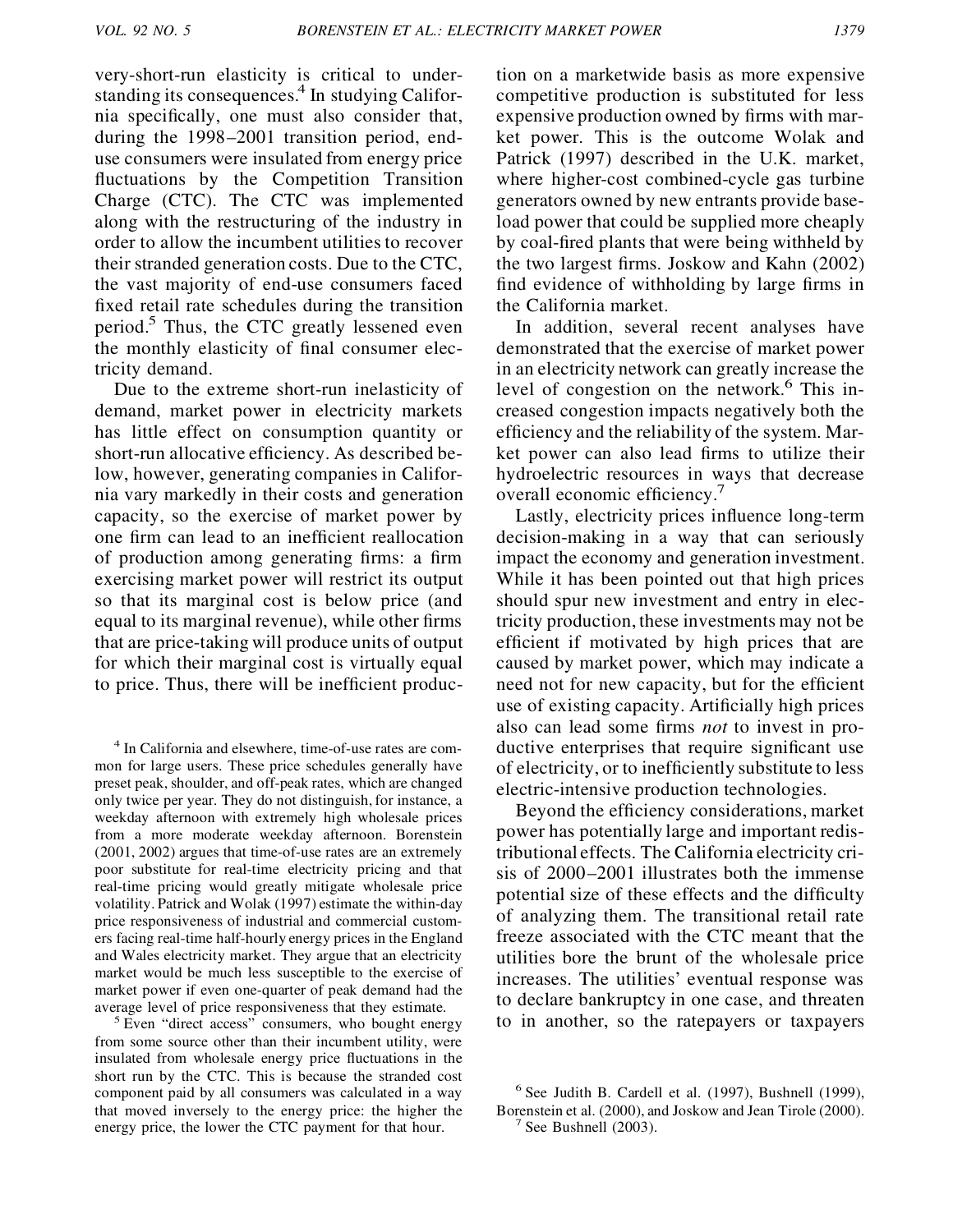very-short-run elasticity is critical to understanding its consequences.[4] In studying California specifically, one must also consider that, during the 1998–2001 transition period, end-use consumers were insulated from energy price fluctuations by the Competition Transition Charge (CTC). The CTC was implemented along with the restructuring of the industry in order to allow the incumbent utilities to recover their stranded generation costs. Due to the CTC, the vast majority of end-use consumers faced fixed retail rate schedules during the transition period.[5] Thus, the CTC greatly lessened even the monthly elasticity of final consumer electricity demand.

Due to the extreme short-run inelasticity of demand, market power in electricity markets has little effect on consumption quantity or short-run allocative efficiency. As described below, however, generating companies in California vary markedly in their costs and generation capacity, so the exercise of market power by one firm can lead to an inefficient reallocation of production among generating firms: a firm exercising market power will restrict its output so that its marginal cost is below price (and equal to its marginal revenue), while other firms that are price-taking will produce units of output for which their marginal cost is virtually equal to price. Thus, there will be inefficient production on a marketwide basis as more expensive competitive production is substituted for less expensive production owned by firms with market power. This is the outcome Wolak and Patrick (1997) described in the U.K. market, where higher-cost combined-cycle gas turbine generators owned by new entrants provide base-load power that could be supplied more cheaply by coal-fired plants that were being withheld by the two largest firms. Joskow and Kahn (2002) find evidence of withholding by large firms in the California market.

In addition, several recent analyses have demonstrated that the exercise of market power in an electricity network can greatly increase the level of congestion on the network.[6] This increased congestion impacts negatively both the efficiency and the reliability of the system. Market power can also lead firms to utilize their hydroelectric resources in ways that decrease overall economic efficiency.[7]

Lastly, electricity prices influence long-term decision-making in a way that can seriously impact the economy and generation investment. While it has been pointed out that high prices should spur new investment and entry in electricity production, these investments may not be efficient if motivated by high prices that are caused by market power, which may indicate a need not for new capacity, but for the efficient use of existing capacity. Artificially high prices also can lead some firms *not* to invest in productive enterprises that require significant use of electricity, or to inefficiently substitute to less electric-intensive production technologies.

Beyond the efficiency considerations, market power has potentially large and important redistributional effects. The California electricity crisis of 2000–2001 illustrates both the immense potential size of these effects and the difficulty of analyzing them. The transitional retail rate freeze associated with the CTC meant that the utilities bore the brunt of the wholesale price increases. The utilities' eventual response was to declare bankruptcy in one case, and threaten to in another, so the ratepayers or taxpayers

[4] In California and elsewhere, time-of-use rates are common for large users. These price schedules generally have preset peak, shoulder, and off-peak rates, which are changed only twice per year. They do not distinguish, for instance, a weekday afternoon with extremely high wholesale prices from a more moderate weekday afternoon. Borenstein (2001, 2002) argues that time-of-use rates are an extremely poor substitute for real-time electricity pricing and that real-time pricing would greatly mitigate wholesale price volatility. Patrick and Wolak (1997) estimate the within-day price responsiveness of industrial and commercial customers facing real-time half-hourly energy prices in the England and Wales electricity market. They argue that an electricity market would be much less susceptible to the exercise of market power if even one-quarter of peak demand had the average level of price responsiveness that they estimate.

[5] Even "direct access" consumers, who bought energy from some source other than their incumbent utility, were insulated from wholesale energy price fluctuations in the short run by the CTC. This is because the stranded cost component paid by all consumers was calculated in a way that moved inversely to the energy price: the higher the energy price, the lower the CTC payment for that hour.

[6] See Judith B. Cardell et al. (1997), Bushnell (1999), Borenstein et al. (2000), and Joskow and Jean Tirole (2000).

[7] See Bushnell (2003).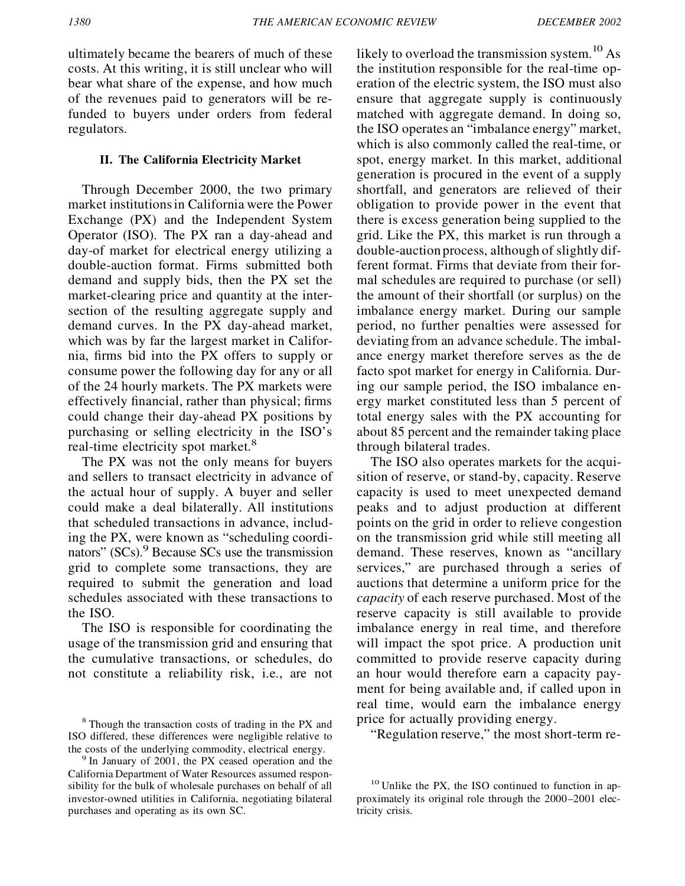ultimately became the bearers of much of these costs. At this writing, it is still unclear who will bear what share of the expense, and how much of the revenues paid to generators will be refunded to buyers under orders from federal regulators.

## II. The California Electricity Market

Through December 2000, the two primary market institutions in California were the Power Exchange (PX) and the Independent System Operator (ISO). The PX ran a day-ahead and day-of market for electrical energy utilizing a double-auction format. Firms submitted both demand and supply bids, then the PX set the market-clearing price and quantity at the intersection of the resulting aggregate supply and demand curves. In the PX day-ahead market, which was by far the largest market in California, firms bid into the PX offers to supply or consume power the following day for any or all of the 24 hourly markets. The PX markets were effectively financial, rather than physical; firms could change their day-ahead PX positions by purchasing or selling electricity in the ISO's real-time electricity spot market.[8]

The PX was not the only means for buyers and sellers to transact electricity in advance of the actual hour of supply. A buyer and seller could make a deal bilaterally. All institutions that scheduled transactions in advance, including the PX, were known as "scheduling coordinators" (SCs).[9] Because SCs use the transmission grid to complete some transactions, they are required to submit the generation and load schedules associated with these transactions to the ISO.

The ISO is responsible for coordinating the usage of the transmission grid and ensuring that the cumulative transactions, or schedules, do not constitute a reliability risk, i.e., are not likely to overload the transmission system.[10] As the institution responsible for the real-time operation of the electric system, the ISO must also ensure that aggregate supply is continuously matched with aggregate demand. In doing so, the ISO operates an "imbalance energy" market, which is also commonly called the real-time, or spot, energy market. In this market, additional generation is procured in the event of a supply shortfall, and generators are relieved of their obligation to provide power in the event that there is excess generation being supplied to the grid. Like the PX, this market is run through a double-auction process, although of slightly different format. Firms that deviate from their formal schedules are required to purchase (or sell) the amount of their shortfall (or surplus) on the imbalance energy market. During our sample period, no further penalties were assessed for deviating from an advance schedule. The imbalance energy market therefore serves as the de facto spot market for energy in California. During our sample period, the ISO imbalance energy market constituted less than 5 percent of total energy sales with the PX accounting for about 85 percent and the remainder taking place through bilateral trades.

The ISO also operates markets for the acquisition of reserve, or stand-by, capacity. Reserve capacity is used to meet unexpected demand peaks and to adjust production at different points on the grid in order to relieve congestion on the transmission grid while still meeting all demand. These reserves, known as "ancillary services," are purchased through a series of auctions that determine a uniform price for the *capacity* of each reserve purchased. Most of the reserve capacity is still available to provide imbalance energy in real time, and therefore will impact the spot price. A production unit committed to provide reserve capacity during an hour would therefore earn a capacity payment for being available and, if called upon in real time, would earn the imbalance energy price for actually providing energy.

"Regulation reserve," the most short-term re-

[8] Though the transaction costs of trading in the PX and ISO differed, these differences were negligible relative to the costs of the underlying commodity, electrical energy.

[9] In January of 2001, the PX ceased operation and the California Department of Water Resources assumed responsibility for the bulk of wholesale purchases on behalf of all investor-owned utilities in California, negotiating bilateral purchases and operating as its own SC.

[10] Unlike the PX, the ISO continued to function in approximately its original role through the 2000–2001 electricity crisis.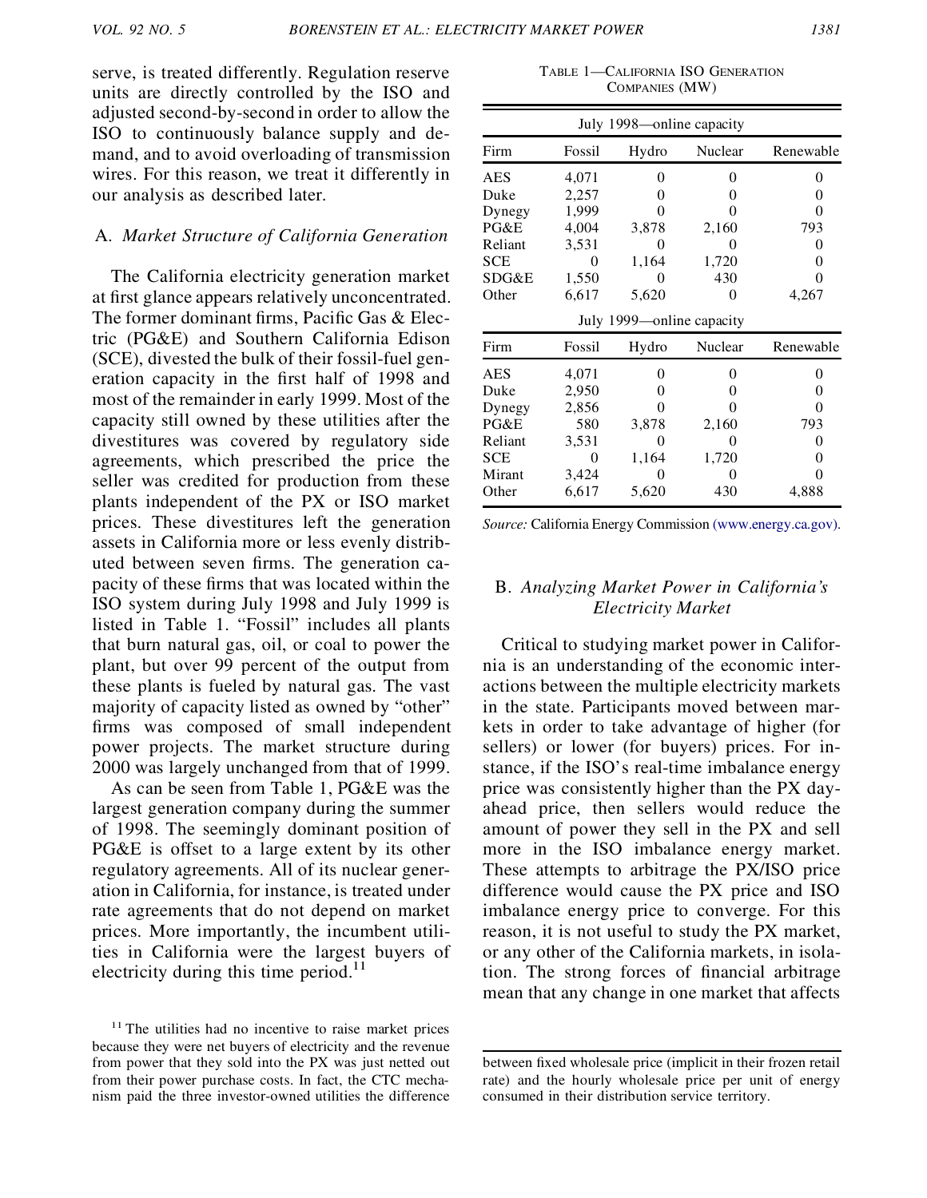serve, is treated differently. Regulation reserve units are directly controlled by the ISO and adjusted second-by-second in order to allow the ISO to continuously balance supply and demand, and to avoid overloading of transmission wires. For this reason, we treat it differently in our analysis as described later.

### A. *Market Structure of California Generation*

The California electricity generation market at first glance appears relatively unconcentrated. The former dominant firms, Pacific Gas & Electric (PG&E) and Southern California Edison (SCE), divested the bulk of their fossil-fuel generation capacity in the first half of 1998 and most of the remainder in early 1999. Most of the capacity still owned by these utilities after the divestitures was covered by regulatory side agreements, which prescribed the price the seller was credited for production from these plants independent of the PX or ISO market prices. These divestitures left the generation assets in California more or less evenly distributed between seven firms. The generation capacity of these firms that was located within the ISO system during July 1998 and July 1999 is listed in Table 1. "Fossil" includes all plants that burn natural gas, oil, or coal to power the plant, but over 99 percent of the output from these plants is fueled by natural gas. The vast majority of capacity listed as owned by "other" firms was composed of small independent power projects. The market structure during 2000 was largely unchanged from that of 1999.

As can be seen from Table 1, PG&E was the largest generation company during the summer of 1998. The seemingly dominant position of PG&E is offset to a large extent by its other regulatory agreements. All of its nuclear generation in California, for instance, is treated under rate agreements that do not depend on market prices. More importantly, the incumbent utilities in California were the largest buyers of electricity during this time period.[11]

TABLE 1—CALIFORNIA ISO GENERATION COMPANIES (MW)

| July 1998—online capacity | | | | |
|---|---|---|---|---|
| Firm | Fossil | Hydro | Nuclear | Renewable |
| AES | 4,071 | 0 | 0 | 0 |
| Duke | 2,257 | 0 | 0 | 0 |
| Dynegy | 1,999 | 0 | 0 | 0 |
| PG&E | 4,004 | 3,878 | 2,160 | 793 |
| Reliant | 3,531 | 0 | 0 | 0 |
| SCE | 0 | 1,164 | 1,720 | 0 |
| SDG&E | 1,550 | 0 | 430 | 0 |
| Other | 6,617 | 5,620 | 0 | 4,267 |
| **July 1999—online capacity** | | | | |
| Firm | Fossil | Hydro | Nuclear | Renewable |
| AES | 4,071 | 0 | 0 | 0 |
| Duke | 2,950 | 0 | 0 | 0 |
| Dynegy | 2,856 | 0 | 0 | 0 |
| PG&E | 580 | 3,878 | 2,160 | 793 |
| Reliant | 3,531 | 0 | 0 | 0 |
| SCE | 0 | 1,164 | 1,720 | 0 |
| Mirant | 3,424 | 0 | 0 | 0 |
| Other | 6,617 | 5,620 | 430 | 4,888 |

*Source:* California Energy Commission (www.energy.ca.gov).

### B. *Analyzing Market Power in California's Electricity Market*

Critical to studying market power in California is an understanding of the economic interactions between the multiple electricity markets in the state. Participants moved between markets in order to take advantage of higher (for sellers) or lower (for buyers) prices. For instance, if the ISO's real-time imbalance energy price was consistently higher than the PX day-ahead price, then sellers would reduce the amount of power they sell in the PX and sell more in the ISO imbalance energy market. These attempts to arbitrage the PX/ISO price difference would cause the PX price and ISO imbalance energy price to converge. For this reason, it is not useful to study the PX market, or any other of the California markets, in isolation. The strong forces of financial arbitrage mean that any change in one market that affects

[11] The utilities had no incentive to raise market prices because they were net buyers of electricity and the revenue from power that they sold into the PX was just netted out from their power purchase costs. In fact, the CTC mechanism paid the three investor-owned utilities the difference between fixed wholesale price (implicit in their frozen retail rate) and the hourly wholesale price per unit of energy consumed in their distribution service territory.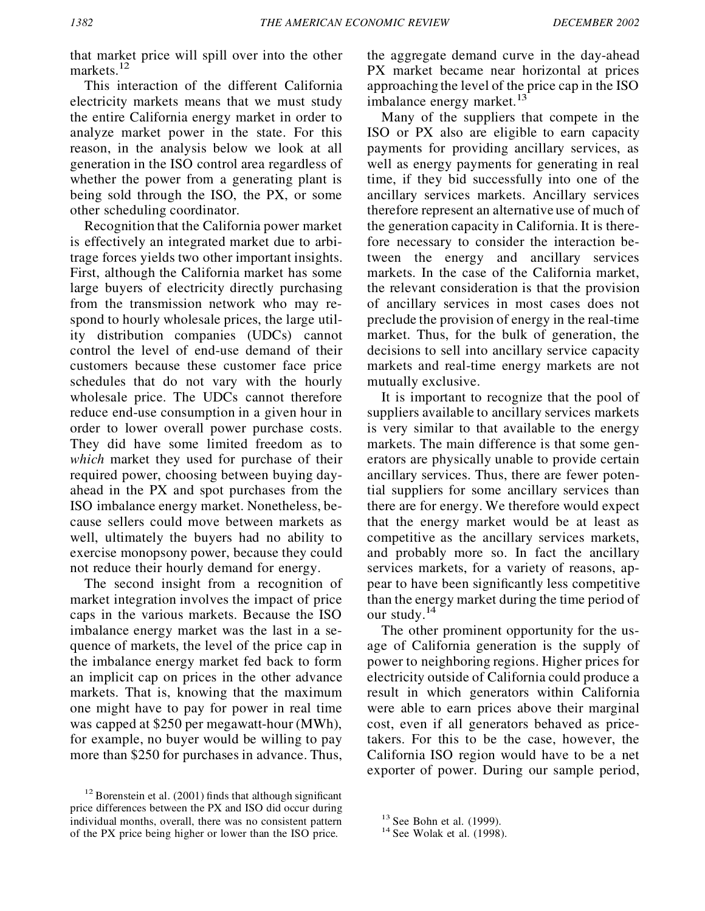that market price will spill over into the other markets.[12]

This interaction of the different California electricity markets means that we must study the entire California energy market in order to analyze market power in the state. For this reason, in the analysis below we look at all generation in the ISO control area regardless of whether the power from a generating plant is being sold through the ISO, the PX, or some other scheduling coordinator.

Recognition that the California power market is effectively an integrated market due to arbitrage forces yields two other important insights. First, although the California market has some large buyers of electricity directly purchasing from the transmission network who may respond to hourly wholesale prices, the large utility distribution companies (UDCs) cannot control the level of end-use demand of their customers because these customer face price schedules that do not vary with the hourly wholesale price. The UDCs cannot therefore reduce end-use consumption in a given hour in order to lower overall power purchase costs. They did have some limited freedom as to *which* market they used for purchase of their required power, choosing between buying day-ahead in the PX and spot purchases from the ISO imbalance energy market. Nonetheless, because sellers could move between markets as well, ultimately the buyers had no ability to exercise monopsony power, because they could not reduce their hourly demand for energy.

The second insight from a recognition of market integration involves the impact of price caps in the various markets. Because the ISO imbalance energy market was the last in a sequence of markets, the level of the price cap in the imbalance energy market fed back to form an implicit cap on prices in the other advance markets. That is, knowing that the maximum one might have to pay for power in real time was capped at \$250 per megawatt-hour (MWh), for example, no buyer would be willing to pay more than \$250 for purchases in advance. Thus, the aggregate demand curve in the day-ahead PX market became near horizontal at prices approaching the level of the price cap in the ISO imbalance energy market.[13]

Many of the suppliers that compete in the ISO or PX also are eligible to earn capacity payments for providing ancillary services, as well as energy payments for generating in real time, if they bid successfully into one of the ancillary services markets. Ancillary services therefore represent an alternative use of much of the generation capacity in California. It is therefore necessary to consider the interaction between the energy and ancillary services markets. In the case of the California market, the relevant consideration is that the provision of ancillary services in most cases does not preclude the provision of energy in the real-time market. Thus, for the bulk of generation, the decisions to sell into ancillary service capacity markets and real-time energy markets are not mutually exclusive.

It is important to recognize that the pool of suppliers available to ancillary services markets is very similar to that available to the energy markets. The main difference is that some generators are physically unable to provide certain ancillary services. Thus, there are fewer potential suppliers for some ancillary services than there are for energy. We therefore would expect that the energy market would be at least as competitive as the ancillary services markets, and probably more so. In fact the ancillary services markets, for a variety of reasons, appear to have been significantly less competitive than the energy market during the time period of our study.[14]

The other prominent opportunity for the usage of California generation is the supply of power to neighboring regions. Higher prices for electricity outside of California could produce a result in which generators within California were able to earn prices above their marginal cost, even if all generators behaved as price-takers. For this to be the case, however, the California ISO region would have to be a net exporter of power. During our sample period,

[12] Borenstein et al. (2001) finds that although significant price differences between the PX and ISO did occur during individual months, overall, there was no consistent pattern of the PX price being higher or lower than the ISO price.

[13] See Bohn et al. (1999).

[14] See Wolak et al. (1998).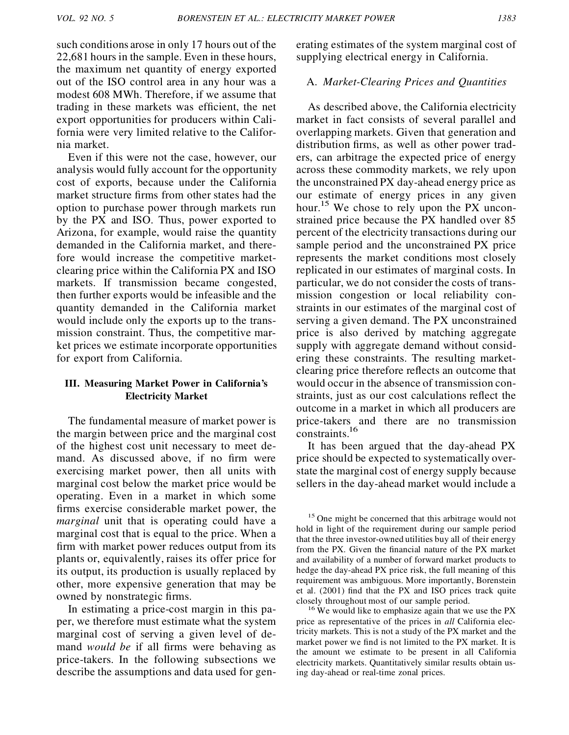such conditions arose in only 17 hours out of the 22,681 hours in the sample. Even in these hours, the maximum net quantity of energy exported out of the ISO control area in any hour was a modest 608 MWh. Therefore, if we assume that trading in these markets was efficient, the net export opportunities for producers within California were very limited relative to the California market.

Even if this were not the case, however, our analysis would fully account for the opportunity cost of exports, because under the California market structure firms from other states had the option to purchase power through markets run by the PX and ISO. Thus, power exported to Arizona, for example, would raise the quantity demanded in the California market, and therefore would increase the competitive market-clearing price within the California PX and ISO markets. If transmission became congested, then further exports would be infeasible and the quantity demanded in the California market would include only the exports up to the transmission constraint. Thus, the competitive market prices we estimate incorporate opportunities for export from California.

## III. Measuring Market Power in California's Electricity Market

The fundamental measure of market power is the margin between price and the marginal cost of the highest cost unit necessary to meet demand. As discussed above, if no firm were exercising market power, then all units with marginal cost below the market price would be operating. Even in a market in which some firms exercise considerable market power, the *marginal* unit that is operating could have a marginal cost that is equal to the price. When a firm with market power reduces output from its plants or, equivalently, raises its offer price for its output, its production is usually replaced by other, more expensive generation that may be owned by nonstrategic firms.

In estimating a price-cost margin in this paper, we therefore must estimate what the system marginal cost of serving a given level of demand *would be* if all firms were behaving as price-takers. In the following subsections we describe the assumptions and data used for generating estimates of the system marginal cost of supplying electrical energy in California.

### A. *Market-Clearing Prices and Quantities*

As described above, the California electricity market in fact consists of several parallel and overlapping markets. Given that generation and distribution firms, as well as other power traders, can arbitrage the expected price of energy across these commodity markets, we rely upon the unconstrained PX day-ahead energy price as our estimate of energy prices in any given hour.[15] We chose to rely upon the PX unconstrained price because the PX handled over 85 percent of the electricity transactions during our sample period and the unconstrained PX price represents the market conditions most closely replicated in our estimates of marginal costs. In particular, we do not consider the costs of transmission congestion or local reliability constraints in our estimates of the marginal cost of serving a given demand. The PX unconstrained price is also derived by matching aggregate supply with aggregate demand without considering these constraints. The resulting market-clearing price therefore reflects an outcome that would occur in the absence of transmission constraints, just as our cost calculations reflect the outcome in a market in which all producers are price-takers and there are no transmission constraints.[16]

It has been argued that the day-ahead PX price should be expected to systematically overstate the marginal cost of energy supply because sellers in the day-ahead market would include a

[15] One might be concerned that this arbitrage would not hold in light of the requirement during our sample period that the three investor-owned utilities buy all of their energy from the PX. Given the financial nature of the PX market and availability of a number of forward market products to hedge the day-ahead PX price risk, the full meaning of this requirement was ambiguous. More importantly, Borenstein et al. (2001) find that the PX and ISO prices track quite closely throughout most of our sample period.

[16] We would like to emphasize again that we use the PX price as representative of the prices in *all* California electricity markets. This is not a study of the PX market and the market power we find is not limited to the PX market. It is the amount we estimate to be present in all California electricity markets. Quantitatively similar results obtain using day-ahead or real-time zonal prices.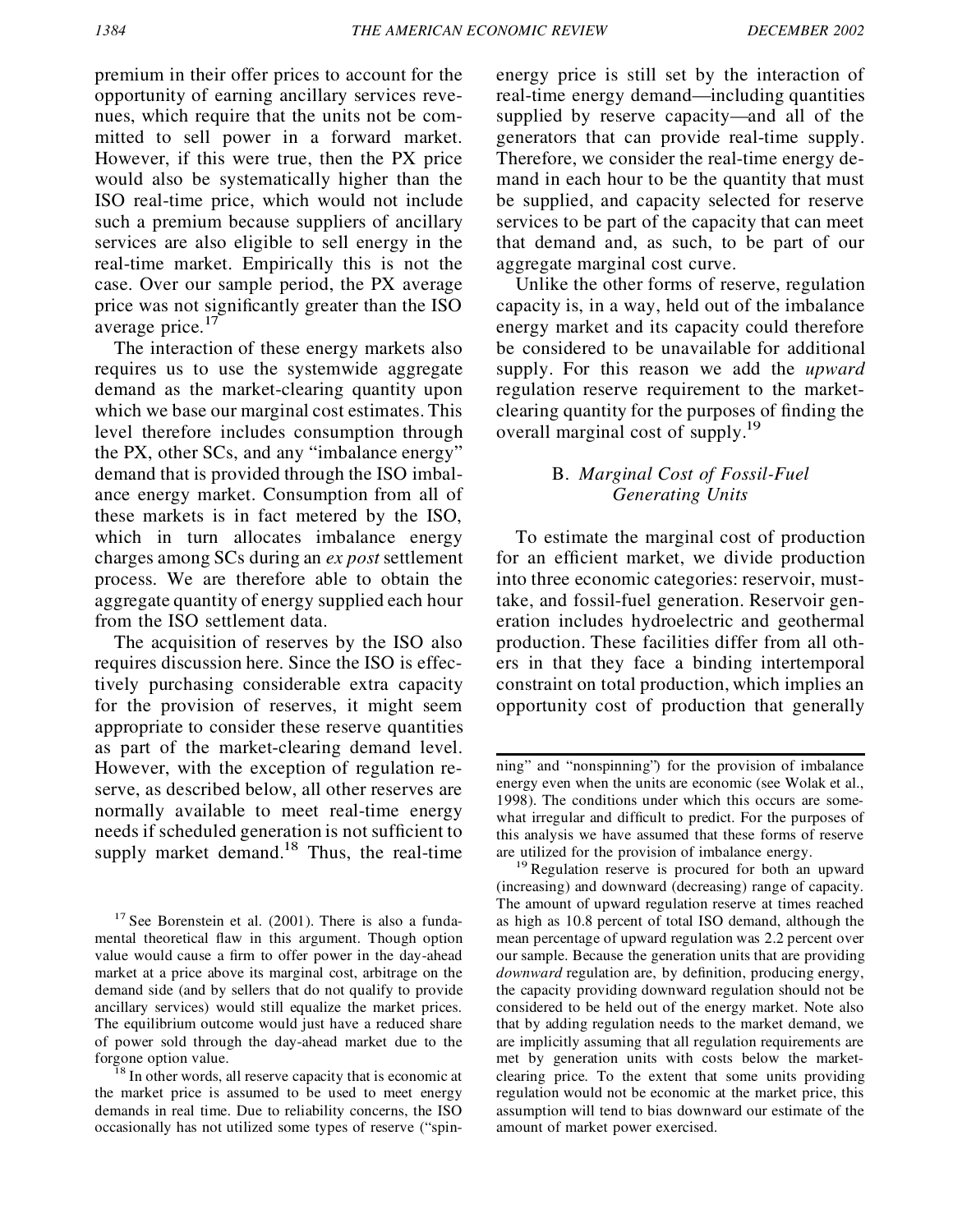premium in their offer prices to account for the opportunity of earning ancillary services revenues, which require that the units not be committed to sell power in a forward market. However, if this were true, then the PX price would also be systematically higher than the ISO real-time price, which would not include such a premium because suppliers of ancillary services are also eligible to sell energy in the real-time market. Empirically this is not the case. Over our sample period, the PX average price was not significantly greater than the ISO average price.[17]

The interaction of these energy markets also requires us to use the systemwide aggregate demand as the market-clearing quantity upon which we base our marginal cost estimates. This level therefore includes consumption through the PX, other SCs, and any "imbalance energy" demand that is provided through the ISO imbalance energy market. Consumption from all of these markets is in fact metered by the ISO, which in turn allocates imbalance energy charges among SCs during an *ex post* settlement process. We are therefore able to obtain the aggregate quantity of energy supplied each hour from the ISO settlement data.

The acquisition of reserves by the ISO also requires discussion here. Since the ISO is effectively purchasing considerable extra capacity for the provision of reserves, it might seem appropriate to consider these reserve quantities as part of the market-clearing demand level. However, with the exception of regulation reserve, as described below, all other reserves are normally available to meet real-time energy needs if scheduled generation is not sufficient to supply market demand.[18] Thus, the real-time energy price is still set by the interaction of real-time energy demand—including quantities supplied by reserve capacity—and all of the generators that can provide real-time supply. Therefore, we consider the real-time energy demand in each hour to be the quantity that must be supplied, and capacity selected for reserve services to be part of the capacity that can meet that demand and, as such, to be part of our aggregate marginal cost curve.

Unlike the other forms of reserve, regulation capacity is, in a way, held out of the imbalance energy market and its capacity could therefore be considered to be unavailable for additional supply. For this reason we add the *upward* regulation reserve requirement to the market-clearing quantity for the purposes of finding the overall marginal cost of supply.[19]

## B. *Marginal Cost of Fossil-Fuel Generating Units*

To estimate the marginal cost of production for an efficient market, we divide production into three economic categories: reservoir, must-take, and fossil-fuel generation. Reservoir generation includes hydroelectric and geothermal production. These facilities differ from all others in that they face a binding intertemporal constraint on total production, which implies an opportunity cost of production that generally

[17] See Borenstein et al. (2001). There is also a fundamental theoretical flaw in this argument. Though option value would cause a firm to offer power in the day-ahead market at a price above its marginal cost, arbitrage on the demand side (and by sellers that do not qualify to provide ancillary services) would still equalize the market prices. The equilibrium outcome would just have a reduced share of power sold through the day-ahead market due to the forgone option value.

[18] In other words, all reserve capacity that is economic at the market price is assumed to be used to meet energy demands in real time. Due to reliability concerns, the ISO occasionally has not utilized some types of reserve ("spinning" and "nonspinning") for the provision of imbalance energy even when the units are economic (see Wolak et al., 1998). The conditions under which this occurs are somewhat irregular and difficult to predict. For the purposes of this analysis we have assumed that these forms of reserve are utilized for the provision of imbalance energy.

[19] Regulation reserve is procured for both an upward (increasing) and downward (decreasing) range of capacity. The amount of upward regulation reserve at times reached as high as 10.8 percent of total ISO demand, although the mean percentage of upward regulation was 2.2 percent over our sample. Because the generation units that are providing *downward* regulation are, by definition, producing energy, the capacity providing downward regulation should not be considered to be held out of the energy market. Note also that by adding regulation needs to the market demand, we are implicitly assuming that all regulation requirements are met by generation units with costs below the market-clearing price. To the extent that some units providing regulation would not be economic at the market price, this assumption will tend to bias downward our estimate of the amount of market power exercised.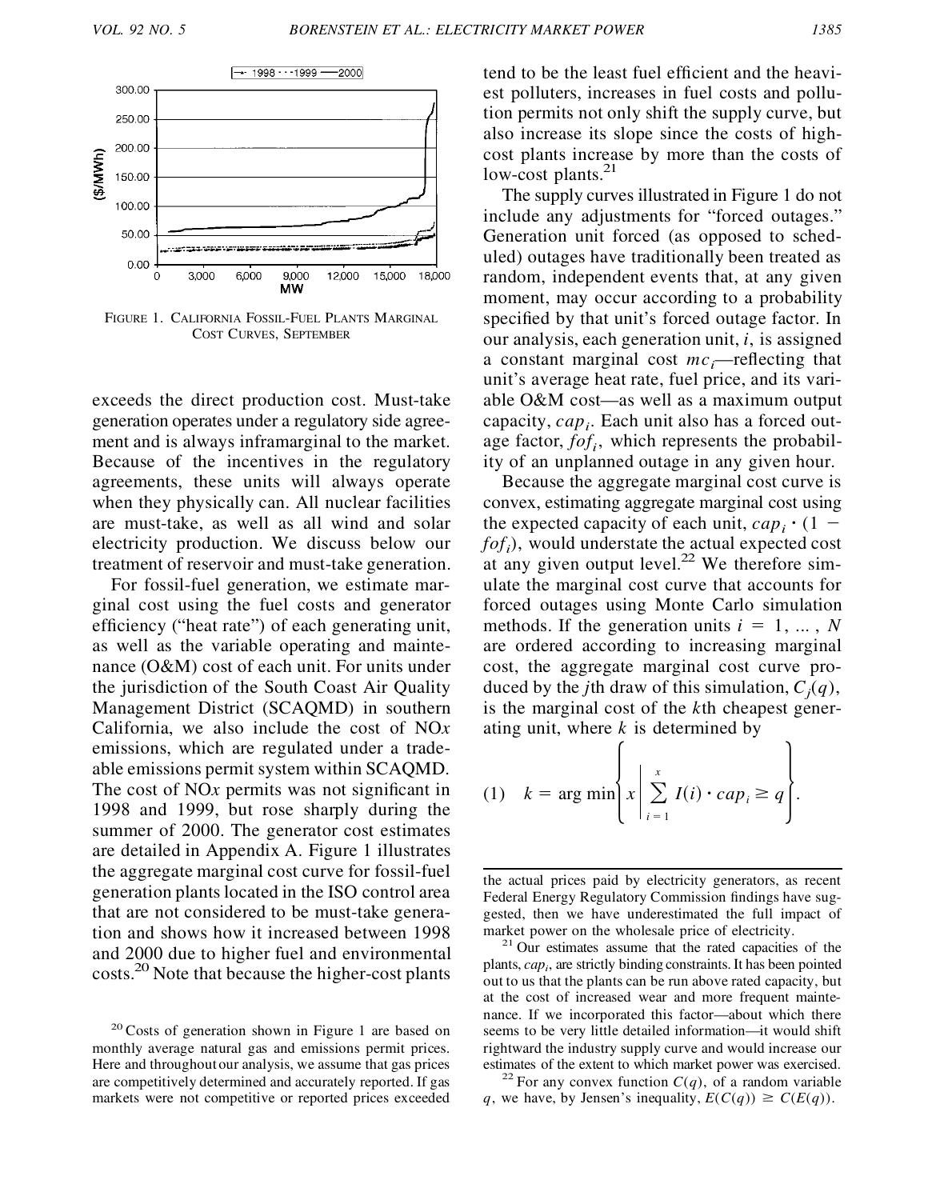FIGURE 1. CALIFORNIA FOSSIL-FUEL PLANTS MARGINAL COST CURVES, SEPTEMBER

exceeds the direct production cost. Must-take generation operates under a regulatory side agreement and is always inframarginal to the market. Because of the incentives in the regulatory agreements, these units will always operate when they physically can. All nuclear facilities are must-take, as well as all wind and solar electricity production. We discuss below our treatment of reservoir and must-take generation.

For fossil-fuel generation, we estimate marginal cost using the fuel costs and generator efficiency ("heat rate") of each generating unit, as well as the variable operating and maintenance (O&M) cost of each unit. For units under the jurisdiction of the South Coast Air Quality Management District (SCAQMD) in southern California, we also include the cost of NO*x* emissions, which are regulated under a tradeable emissions permit system within SCAQMD. The cost of NO*x* permits was not significant in 1998 and 1999, but rose sharply during the summer of 2000. The generator cost estimates are detailed in Appendix A. Figure 1 illustrates the aggregate marginal cost curve for fossil-fuel generation plants located in the ISO control area that are not considered to be must-take generation and shows how it increased between 1998 and 2000 due to higher fuel and environmental costs.[20] Note that because the higher-cost plants tend to be the least fuel efficient and the heaviest polluters, increases in fuel costs and pollution permits not only shift the supply curve, but also increase its slope since the costs of high-cost plants increase by more than the costs of low-cost plants.[21]

The supply curves illustrated in Figure 1 do not include any adjustments for "forced outages." Generation unit forced (as opposed to scheduled) outages have traditionally been treated as random, independent events that, at any given moment, may occur according to a probability specified by that unit's forced outage factor. In our analysis, each generation unit, $i$, is assigned a constant marginal cost $mc_i$—reflecting that unit's average heat rate, fuel price, and its variable O&M cost—as well as a maximum output capacity, $cap_i$. Each unit also has a forced outage factor, $fof_i$, which represents the probability of an unplanned outage in any given hour.

Because the aggregate marginal cost curve is convex, estimating aggregate marginal cost using the expected capacity of each unit, $cap_i \cdot (1 - fof_i)$, would understate the actual expected cost at any given output level.[22] We therefore simulate the marginal cost curve that accounts for forced outages using Monte Carlo simulation methods. If the generation units $i = 1, \ldots, N$ are ordered according to increasing marginal cost, the aggregate marginal cost curve produced by the $j$th draw of this simulation, $C_j(q)$, is the marginal cost of the $k$th cheapest generating unit, where $k$ is determined by

$$(1) \quad k = \arg\min \left\{ x \,\middle|\, \sum_{i=1}^{x} I(i) \cdot cap_i \geq q \right\}.$$

[20] Costs of generation shown in Figure 1 are based on monthly average natural gas and emissions permit prices. Here and throughout our analysis, we assume that gas prices are competitively determined and accurately reported. If gas markets were not competitive or reported prices exceeded the actual prices paid by electricity generators, as recent Federal Energy Regulatory Commission findings have suggested, then we have underestimated the full impact of market power on the wholesale price of electricity.

[21] Our estimates assume that the rated capacities of the plants, $cap_i$, are strictly binding constraints. It has been pointed out to us that the plants can be run above rated capacity, but at the cost of increased wear and more frequent maintenance. If we incorporated this factor—about which there seems to be very little detailed information—it would shift rightward the industry supply curve and would increase our estimates of the extent to which market power was exercised.

[22] For any convex function $C(q)$, of a random variable $q$, we have, by Jensen's inequality, $E(C(q)) \geq C(E(q))$.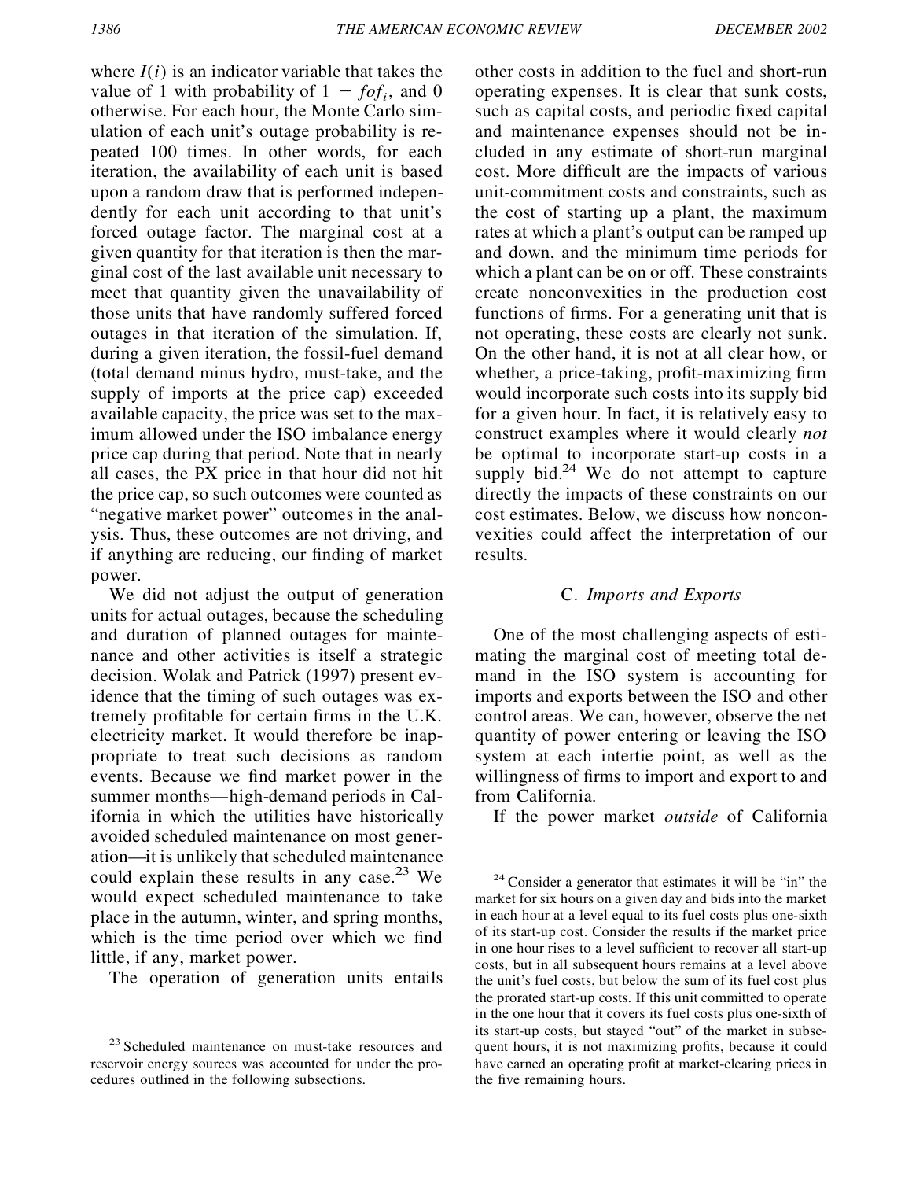where $I(i)$ is an indicator variable that takes the value of 1 with probability of $1 - fof_i$, and 0 otherwise. For each hour, the Monte Carlo simulation of each unit's outage probability is repeated 100 times. In other words, for each iteration, the availability of each unit is based upon a random draw that is performed independently for each unit according to that unit's forced outage factor. The marginal cost at a given quantity for that iteration is then the marginal cost of the last available unit necessary to meet that quantity given the unavailability of those units that have randomly suffered forced outages in that iteration of the simulation. If, during a given iteration, the fossil-fuel demand (total demand minus hydro, must-take, and the supply of imports at the price cap) exceeded available capacity, the price was set to the maximum allowed under the ISO imbalance energy price cap during that period. Note that in nearly all cases, the PX price in that hour did not hit the price cap, so such outcomes were counted as "negative market power" outcomes in the analysis. Thus, these outcomes are not driving, and if anything are reducing, our finding of market power.

We did not adjust the output of generation units for actual outages, because the scheduling and duration of planned outages for maintenance and other activities is itself a strategic decision. Wolak and Patrick (1997) present evidence that the timing of such outages was extremely profitable for certain firms in the U.K. electricity market. It would therefore be inappropriate to treat such decisions as random events. Because we find market power in the summer months—high-demand periods in California in which the utilities have historically avoided scheduled maintenance on most generation—it is unlikely that scheduled maintenance could explain these results in any case.[23] We would expect scheduled maintenance to take place in the autumn, winter, and spring months, which is the time period over which we find little, if any, market power.

The operation of generation units entails other costs in addition to the fuel and short-run operating expenses. It is clear that sunk costs, such as capital costs, and periodic fixed capital and maintenance expenses should not be included in any estimate of short-run marginal cost. More difficult are the impacts of various unit-commitment costs and constraints, such as the cost of starting up a plant, the maximum rates at which a plant's output can be ramped up and down, and the minimum time periods for which a plant can be on or off. These constraints create nonconvexities in the production cost functions of firms. For a generating unit that is not operating, these costs are clearly not sunk. On the other hand, it is not at all clear how, or whether, a price-taking, profit-maximizing firm would incorporate such costs into its supply bid for a given hour. In fact, it is relatively easy to construct examples where it would clearly *not* be optimal to incorporate start-up costs in a supply bid.[24] We do not attempt to capture directly the impacts of these constraints on our cost estimates. Below, we discuss how nonconvexities could affect the interpretation of our results.

### C. *Imports and Exports*

One of the most challenging aspects of estimating the marginal cost of meeting total demand in the ISO system is accounting for imports and exports between the ISO and other control areas. We can, however, observe the net quantity of power entering or leaving the ISO system at each intertie point, as well as the willingness of firms to import and export to and from California.

If the power market *outside* of California

---

[23] Scheduled maintenance on must-take resources and reservoir energy sources was accounted for under the procedures outlined in the following subsections.

[24] Consider a generator that estimates it will be "in" the market for six hours on a given day and bids into the market in each hour at a level equal to its fuel costs plus one-sixth of its start-up cost. Consider the results if the market price in one hour rises to a level sufficient to recover all start-up costs, but in all subsequent hours remains at a level above the unit's fuel costs, but below the sum of its fuel cost plus the prorated start-up costs. If this unit committed to operate in the one hour that it covers its fuel costs plus one-sixth of its start-up costs, but stayed "out" of the market in subsequent hours, it is not maximizing profits, because it could have earned an operating profit at market-clearing prices in the five remaining hours.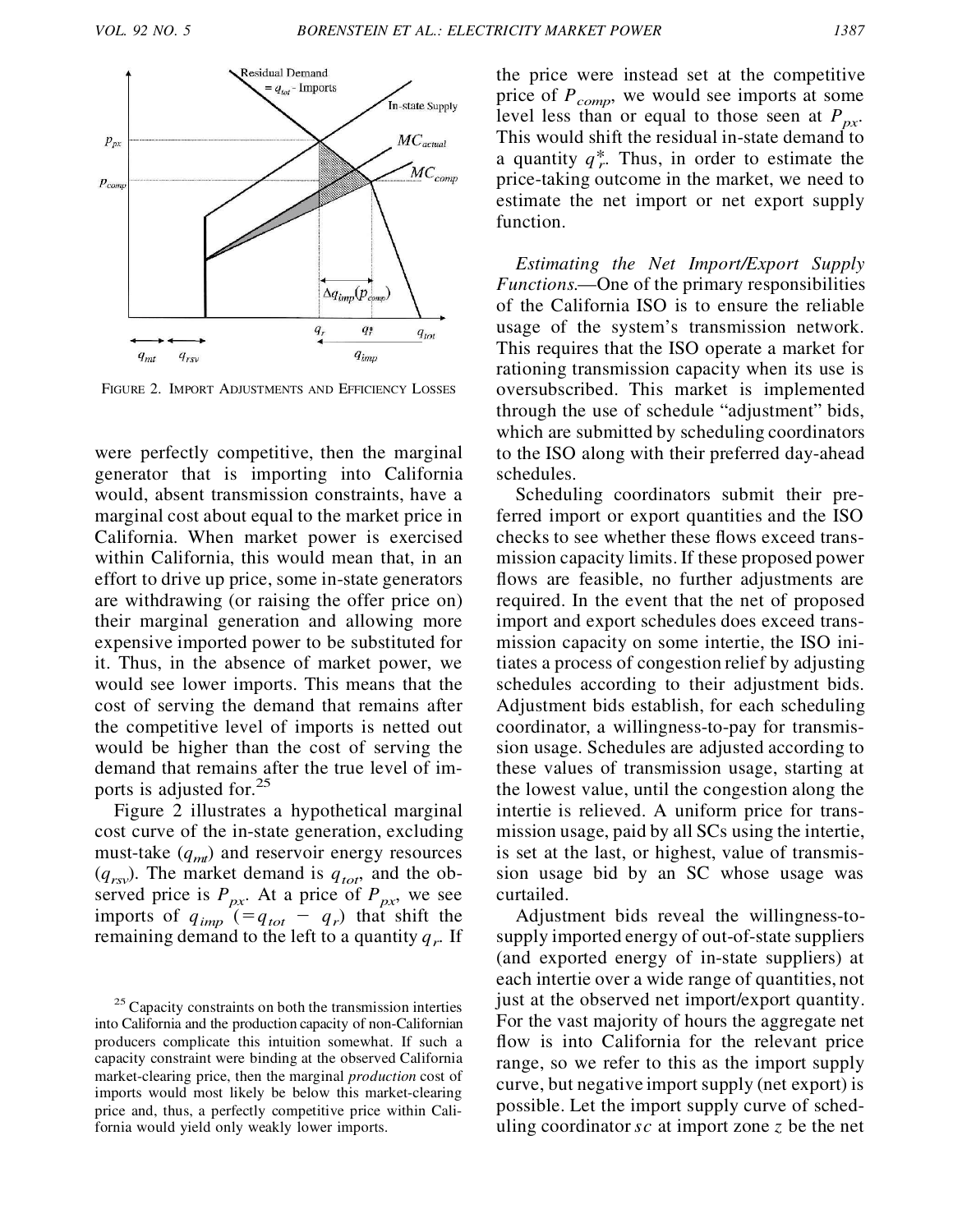FIGURE 2. IMPORT ADJUSTMENTS AND EFFICIENCY LOSSES

were perfectly competitive, then the marginal generator that is importing into California would, absent transmission constraints, have a marginal cost about equal to the market price in California. When market power is exercised within California, this would mean that, in an effort to drive up price, some in-state generators are withdrawing (or raising the offer price on) their marginal generation and allowing more expensive imported power to be substituted for it. Thus, in the absence of market power, we would see lower imports. This means that the cost of serving the demand that remains after the competitive level of imports is netted out would be higher than the cost of serving the demand that remains after the true level of imports is adjusted for.[25]

Figure 2 illustrates a hypothetical marginal cost curve of the in-state generation, excluding must-take ($q_{mt}$) and reservoir energy resources ($q_{rsv}$). The market demand is $q_{tot}$, and the observed price is $P_{px}$. At a price of $P_{px}$, we see imports of $q_{imp}$ ($= q_{tot} - q_r$) that shift the remaining demand to the left to a quantity $q_r$. If the price were instead set at the competitive price of $P_{comp}$, we would see imports at some level less than or equal to those seen at $P_{px}$. This would shift the residual in-state demand to a quantity $q_r^*$. Thus, in order to estimate the price-taking outcome in the market, we need to estimate the net import or net export supply function.

*Estimating the Net Import/Export Supply Functions.*—One of the primary responsibilities of the California ISO is to ensure the reliable usage of the system's transmission network. This requires that the ISO operate a market for rationing transmission capacity when its use is oversubscribed. This market is implemented through the use of schedule "adjustment" bids, which are submitted by scheduling coordinators to the ISO along with their preferred day-ahead schedules.

Scheduling coordinators submit their preferred import or export quantities and the ISO checks to see whether these flows exceed transmission capacity limits. If these proposed power flows are feasible, no further adjustments are required. In the event that the net of proposed import and export schedules does exceed transmission capacity on some intertie, the ISO initiates a process of congestion relief by adjusting schedules according to their adjustment bids. Adjustment bids establish, for each scheduling coordinator, a willingness-to-pay for transmission usage. Schedules are adjusted according to these values of transmission usage, starting at the lowest value, until the congestion along the intertie is relieved. A uniform price for transmission usage, paid by all SCs using the intertie, is set at the last, or highest, value of transmission usage bid by an SC whose usage was curtailed.

Adjustment bids reveal the willingness-to-supply imported energy of out-of-state suppliers (and exported energy of in-state suppliers) at each intertie over a wide range of quantities, not just at the observed net import/export quantity. For the vast majority of hours the aggregate net flow is into California for the relevant price range, so we refer to this as the import supply curve, but negative import supply (net export) is possible. Let the import supply curve of scheduling coordinator $sc$ at import zone $z$ be the net

[25] Capacity constraints on both the transmission interties into California and the production capacity of non-Californian producers complicate this intuition somewhat. If such a capacity constraint were binding at the observed California market-clearing price, then the marginal *production* cost of imports would most likely be below this market-clearing price and, thus, a perfectly competitive price within California would yield only weakly lower imports.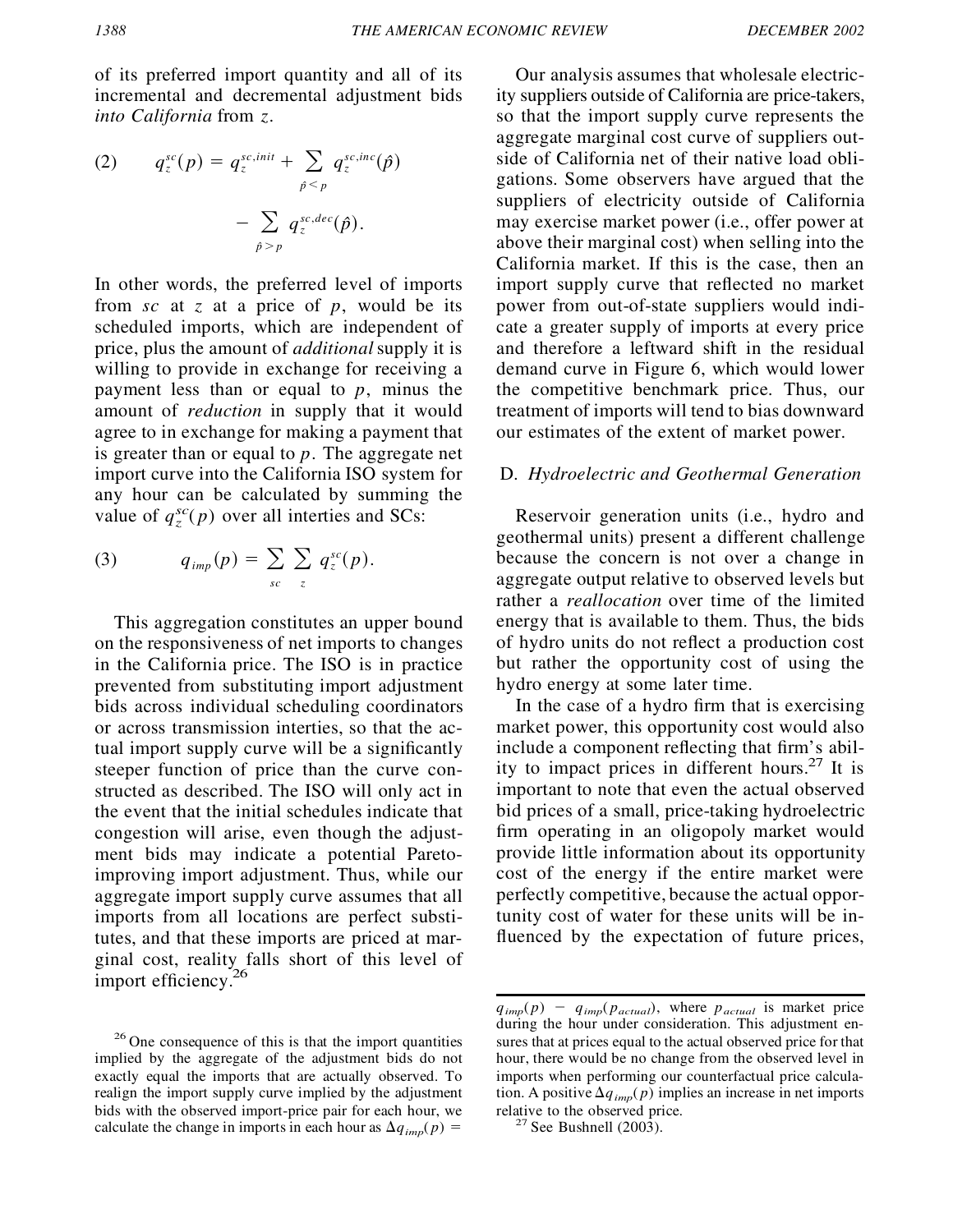of its preferred import quantity and all of its incremental and decremental adjustment bids *into California* from $z$.

$$q_z^{sc}(p) = q_z^{sc,init} + \sum_{\hat{p} < p} q_z^{sc,inc}(\hat{p}) - \sum_{\hat{p} > p} q_z^{sc,dec}(\hat{p}). \tag{2}$$

In other words, the preferred level of imports from $sc$ at $z$ at a price of $p$, would be its scheduled imports, which are independent of price, plus the amount of *additional* supply it is willing to provide in exchange for receiving a payment less than or equal to $p$, minus the amount of *reduction* in supply that it would agree to in exchange for making a payment that is greater than or equal to $p$. The aggregate net import curve into the California ISO system for any hour can be calculated by summing the value of $q_z^{sc}(p)$ over all interties and SCs:

$$q_{imp}(p) = \sum_{sc} \sum_{z} q_z^{sc}(p). \tag{3}$$

This aggregation constitutes an upper bound on the responsiveness of net imports to changes in the California price. The ISO is in practice prevented from substituting import adjustment bids across individual scheduling coordinators or across transmission interties, so that the actual import supply curve will be a significantly steeper function of price than the curve constructed as described. The ISO will only act in the event that the initial schedules indicate that congestion will arise, even though the adjustment bids may indicate a potential Pareto-improving import adjustment. Thus, while our aggregate import supply curve assumes that all imports from all locations are perfect substitutes, and that these imports are priced at marginal cost, reality falls short of this level of import efficiency.[26]

Our analysis assumes that wholesale electricity suppliers outside of California are price-takers, so that the import supply curve represents the aggregate marginal cost curve of suppliers outside of California net of their native load obligations. Some observers have argued that the suppliers of electricity outside of California may exercise market power (i.e., offer power at above their marginal cost) when selling into the California market. If this is the case, then an import supply curve that reflected no market power from out-of-state suppliers would indicate a greater supply of imports at every price and therefore a leftward shift in the residual demand curve in Figure 6, which would lower the competitive benchmark price. Thus, our treatment of imports will tend to bias downward our estimates of the extent of market power.

### D. *Hydroelectric and Geothermal Generation*

Reservoir generation units (i.e., hydro and geothermal units) present a different challenge because the concern is not over a change in aggregate output relative to observed levels but rather a *reallocation* over time of the limited energy that is available to them. Thus, the bids of hydro units do not reflect a production cost but rather the opportunity cost of using the hydro energy at some later time.

In the case of a hydro firm that is exercising market power, this opportunity cost would also include a component reflecting that firm's ability to impact prices in different hours.[27] It is important to note that even the actual observed bid prices of a small, price-taking hydroelectric firm operating in an oligopoly market would provide little information about its opportunity cost of the energy if the entire market were perfectly competitive, because the actual opportunity cost of water for these units will be influenced by the expectation of future prices,

---

[26] One consequence of this is that the import quantities implied by the aggregate of the adjustment bids do not exactly equal the imports that are actually observed. To realign the import supply curve implied by the adjustment bids with the observed import-price pair for each hour, we calculate the change in imports in each hour as $\Delta q_{imp}(p) = q_{imp}(p) - q_{imp}(p_{actual})$, where $p_{actual}$ is market price during the hour under consideration. This adjustment ensures that at prices equal to the actual observed price for that hour, there would be no change from the observed level in imports when performing our counterfactual price calculation. A positive $\Delta q_{imp}(p)$ implies an increase in net imports relative to the observed price.

[27] See Bushnell (2003).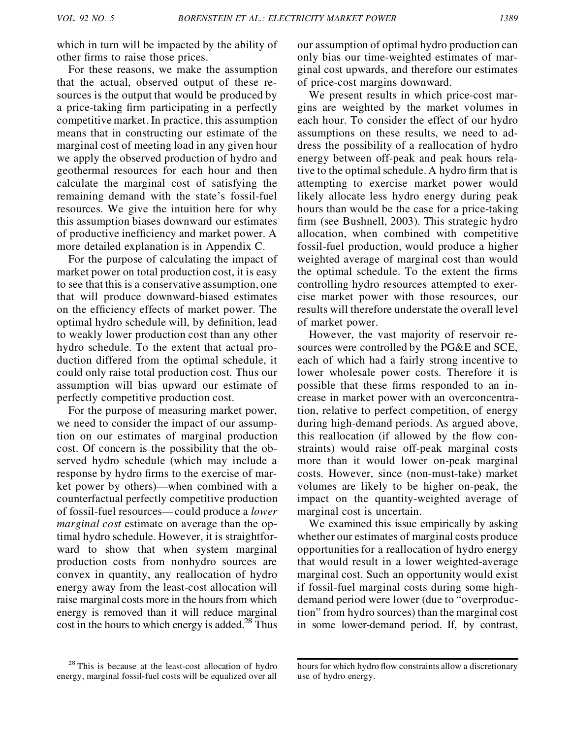which in turn will be impacted by the ability of other firms to raise those prices.

For these reasons, we make the assumption that the actual, observed output of these resources is the output that would be produced by a price-taking firm participating in a perfectly competitive market. In practice, this assumption means that in constructing our estimate of the marginal cost of meeting load in any given hour we apply the observed production of hydro and geothermal resources for each hour and then calculate the marginal cost of satisfying the remaining demand with the state's fossil-fuel resources. We give the intuition here for why this assumption biases downward our estimates of productive inefficiency and market power. A more detailed explanation is in Appendix C.

For the purpose of calculating the impact of market power on total production cost, it is easy to see that this is a conservative assumption, one that will produce downward-biased estimates on the efficiency effects of market power. The optimal hydro schedule will, by definition, lead to weakly lower production cost than any other hydro schedule. To the extent that actual production differed from the optimal schedule, it could only raise total production cost. Thus our assumption will bias upward our estimate of perfectly competitive production cost.

For the purpose of measuring market power, we need to consider the impact of our assumption on our estimates of marginal production cost. Of concern is the possibility that the observed hydro schedule (which may include a response by hydro firms to the exercise of market power by others)—when combined with a counterfactual perfectly competitive production of fossil-fuel resources—could produce a *lower marginal cost* estimate on average than the optimal hydro schedule. However, it is straightforward to show that when system marginal production costs from nonhydro sources are convex in quantity, any reallocation of hydro energy away from the least-cost allocation will raise marginal costs more in the hours from which energy is removed than it will reduce marginal cost in the hours to which energy is added.[28] Thus our assumption of optimal hydro production can only bias our time-weighted estimates of marginal cost upwards, and therefore our estimates of price-cost margins downward.

We present results in which price-cost margins are weighted by the market volumes in each hour. To consider the effect of our hydro assumptions on these results, we need to address the possibility of a reallocation of hydro energy between off-peak and peak hours relative to the optimal schedule. A hydro firm that is attempting to exercise market power would likely allocate less hydro energy during peak hours than would be the case for a price-taking firm (see Bushnell, 2003). This strategic hydro allocation, when combined with competitive fossil-fuel production, would produce a higher weighted average of marginal cost than would the optimal schedule. To the extent the firms controlling hydro resources attempted to exercise market power with those resources, our results will therefore understate the overall level of market power.

However, the vast majority of reservoir resources were controlled by the PG&E and SCE, each of which had a fairly strong incentive to lower wholesale power costs. Therefore it is possible that these firms responded to an increase in market power with an overconcentration, relative to perfect competition, of energy during high-demand periods. As argued above, this reallocation (if allowed by the flow constraints) would raise off-peak marginal costs more than it would lower on-peak marginal costs. However, since (non-must-take) market volumes are likely to be higher on-peak, the impact on the quantity-weighted average of marginal cost is uncertain.

We examined this issue empirically by asking whether our estimates of marginal costs produce opportunities for a reallocation of hydro energy that would result in a lower weighted-average marginal cost. Such an opportunity would exist if fossil-fuel marginal costs during some high-demand period were lower (due to "overproduction" from hydro sources) than the marginal cost in some lower-demand period. If, by contrast,

[28] This is because at the least-cost allocation of hydro energy, marginal fossil-fuel costs will be equalized over all hours for which hydro flow constraints allow a discretionary use of hydro energy.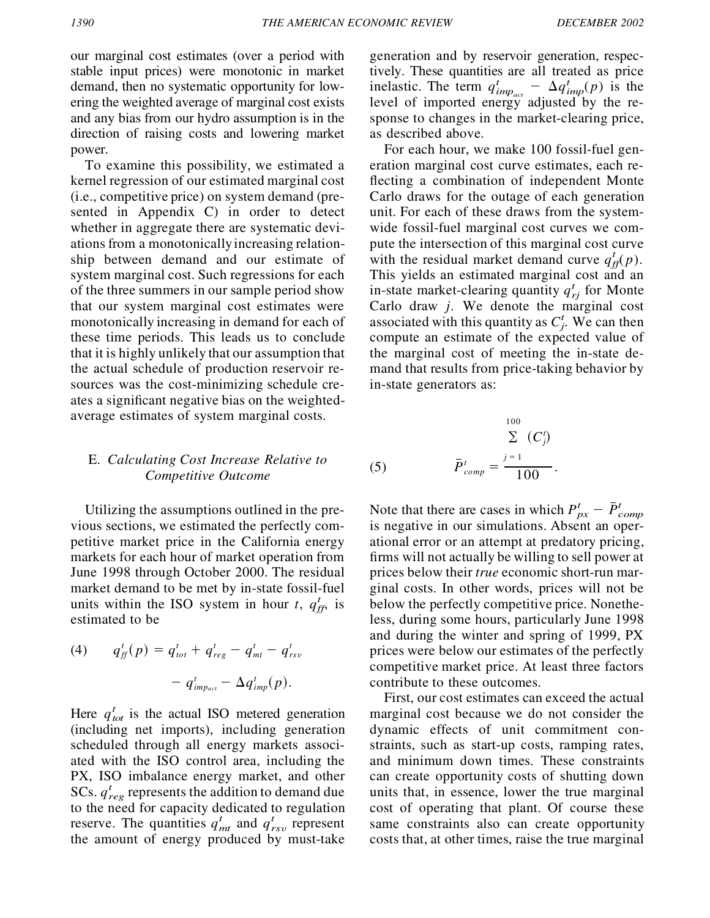our marginal cost estimates (over a period with stable input prices) were monotonic in market demand, then no systematic opportunity for lowering the weighted average of marginal cost exists and any bias from our hydro assumption is in the direction of raising costs and lowering market power.

To examine this possibility, we estimated a kernel regression of our estimated marginal cost (i.e., competitive price) on system demand (presented in Appendix C) in order to detect whether in aggregate there are systematic deviations from a monotonically increasing relationship between demand and our estimate of system marginal cost. Such regressions for each of the three summers in our sample period show that our system marginal cost estimates were monotonically increasing in demand for each of these time periods. This leads us to conclude that it is highly unlikely that our assumption that the actual schedule of production reservoir resources was the cost-minimizing schedule creates a significant negative bias on the weighted-average estimates of system marginal costs.

### E. *Calculating Cost Increase Relative to Competitive Outcome*

Utilizing the assumptions outlined in the previous sections, we estimated the perfectly competitive market price in the California energy markets for each hour of market operation from June 1998 through October 2000. The residual market demand to be met by in-state fossil-fuel units within the ISO system in hour $t$, $q^t_{ff}$, is estimated to be

$$q^t_{ff}(p) = q^t_{tot} + q^t_{reg} - q^t_{mt} - q^t_{rsv} - q^t_{imp_{act}} - \Delta q^t_{imp}(p). \tag{4}$$

Here $q^t_{tot}$ is the actual ISO metered generation (including net imports), including generation scheduled through all energy markets associated with the ISO control area, including the PX, ISO imbalance energy market, and other SCs. $q^t_{reg}$ represents the addition to demand due to the need for capacity dedicated to regulation reserve. The quantities $q^t_{mt}$ and $q^t_{rsv}$ represent the amount of energy produced by must-take generation and by reservoir generation, respectively. These quantities are all treated as price inelastic. The term $q^t_{imp_{act}} - \Delta q^t_{imp}(p)$ is the level of imported energy adjusted by the response to changes in the market-clearing price, as described above.

For each hour, we make 100 fossil-fuel generation marginal cost curve estimates, each reflecting a combination of independent Monte Carlo draws for the outage of each generation unit. For each of these draws from the system-wide fossil-fuel marginal cost curves we compute the intersection of this marginal cost curve with the residual market demand curve $q^t_{ff}(p)$. This yields an estimated marginal cost and an in-state market-clearing quantity $q^t_{rj}$ for Monte Carlo draw $j$. We denote the marginal cost associated with this quantity as $C^t_j$. We can then compute an estimate of the expected value of the marginal cost of meeting the in-state demand that results from price-taking behavior by in-state generators as:

$$\bar{P}^t_{comp} = \frac{\sum_{j=1}^{100} (C^t_j)}{100}. \tag{5}$$

Note that there are cases in which $P^t_{px} - \bar{P}^t_{comp}$ is negative in our simulations. Absent an operational error or an attempt at predatory pricing, firms will not actually be willing to sell power at prices below their *true* economic short-run marginal costs. In other words, prices will not be below the perfectly competitive price. Nonetheless, during some hours, particularly June 1998 and during the winter and spring of 1999, PX prices were below our estimates of the perfectly competitive market price. At least three factors contribute to these outcomes.

First, our cost estimates can exceed the actual marginal cost because we do not consider the dynamic effects of unit commitment constraints, such as start-up costs, ramping rates, and minimum down times. These constraints can create opportunity costs of shutting down units that, in essence, lower the true marginal cost of operating that plant. Of course these same constraints also can create opportunity costs that, at other times, raise the true marginal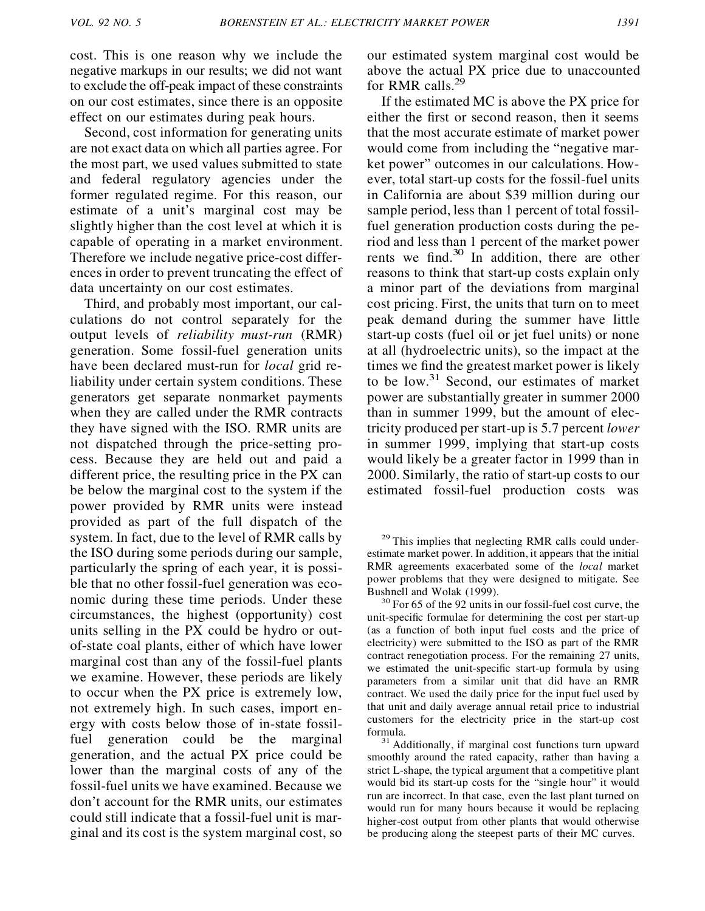cost. This is one reason why we include the negative markups in our results; we did not want to exclude the off-peak impact of these constraints on our cost estimates, since there is an opposite effect on our estimates during peak hours.

Second, cost information for generating units are not exact data on which all parties agree. For the most part, we used values submitted to state and federal regulatory agencies under the former regulated regime. For this reason, our estimate of a unit's marginal cost may be slightly higher than the cost level at which it is capable of operating in a market environment. Therefore we include negative price-cost differences in order to prevent truncating the effect of data uncertainty on our cost estimates.

Third, and probably most important, our calculations do not control separately for the output levels of *reliability must-run* (RMR) generation. Some fossil-fuel generation units have been declared must-run for *local* grid reliability under certain system conditions. These generators get separate nonmarket payments when they are called under the RMR contracts they have signed with the ISO. RMR units are not dispatched through the price-setting process. Because they are held out and paid a different price, the resulting price in the PX can be below the marginal cost to the system if the power provided by RMR units were instead provided as part of the full dispatch of the system. In fact, due to the level of RMR calls by the ISO during some periods during our sample, particularly the spring of each year, it is possible that no other fossil-fuel generation was economic during these time periods. Under these circumstances, the highest (opportunity) cost units selling in the PX could be hydro or out-of-state coal plants, either of which have lower marginal cost than any of the fossil-fuel plants we examine. However, these periods are likely to occur when the PX price is extremely low, not extremely high. In such cases, import energy with costs below those of in-state fossil-fuel generation could be the marginal generation, and the actual PX price could be lower than the marginal costs of any of the fossil-fuel units we have examined. Because we don't account for the RMR units, our estimates could still indicate that a fossil-fuel unit is marginal and its cost is the system marginal cost, so our estimated system marginal cost would be above the actual PX price due to unaccounted for RMR calls.[29]

If the estimated MC is above the PX price for either the first or second reason, then it seems that the most accurate estimate of market power would come from including the "negative market power" outcomes in our calculations. However, total start-up costs for the fossil-fuel units in California are about $39 million during our sample period, less than 1 percent of total fossil-fuel generation production costs during the period and less than 1 percent of the market power rents we find.[30] In addition, there are other reasons to think that start-up costs explain only a minor part of the deviations from marginal cost pricing. First, the units that turn on to meet peak demand during the summer have little start-up costs (fuel oil or jet fuel units) or none at all (hydroelectric units), so the impact at the times we find the greatest market power is likely to be low.[31] Second, our estimates of market power are substantially greater in summer 2000 than in summer 1999, but the amount of electricity produced per start-up is 5.7 percent *lower* in summer 1999, implying that start-up costs would likely be a greater factor in 1999 than in 2000. Similarly, the ratio of start-up costs to our estimated fossil-fuel production costs was

[29] This implies that neglecting RMR calls could underestimate market power. In addition, it appears that the initial RMR agreements exacerbated some of the *local* market power problems that they were designed to mitigate. See Bushnell and Wolak (1999).

[30] For 65 of the 92 units in our fossil-fuel cost curve, the unit-specific formulae for determining the cost per start-up (as a function of both input fuel costs and the price of electricity) were submitted to the ISO as part of the RMR contract renegotiation process. For the remaining 27 units, we estimated the unit-specific start-up formula by using parameters from a similar unit that did have an RMR contract. We used the daily price for the input fuel used by that unit and daily average annual retail price to industrial customers for the electricity price in the start-up cost formula.

[31] Additionally, if marginal cost functions turn upward smoothly around the rated capacity, rather than having a strict L-shape, the typical argument that a competitive plant would bid its start-up costs for the "single hour" it would run are incorrect. In that case, even the last plant turned on would run for many hours because it would be replacing higher-cost output from other plants that would otherwise be producing along the steepest parts of their MC curves.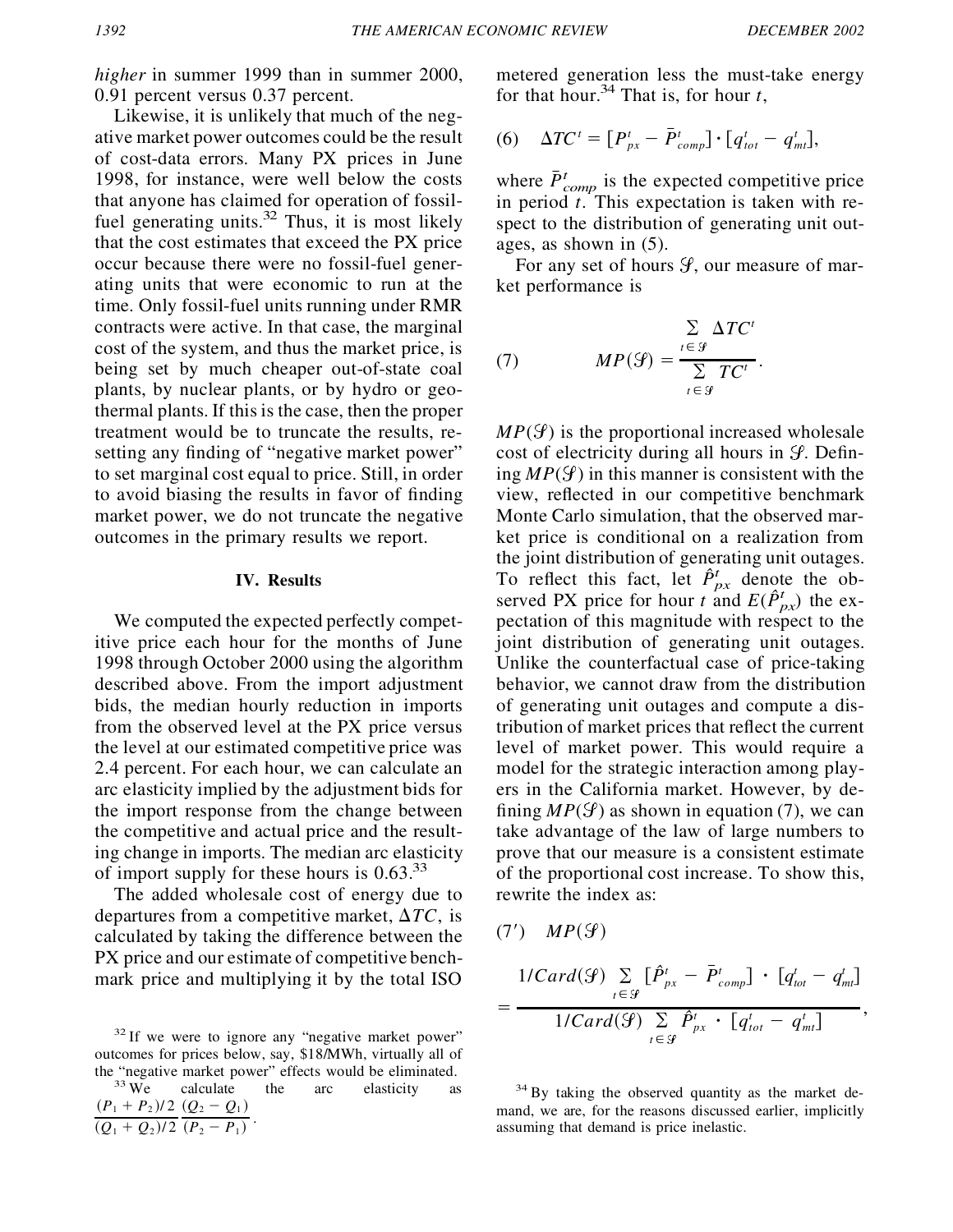*higher* in summer 1999 than in summer 2000, 0.91 percent versus 0.37 percent.

Likewise, it is unlikely that much of the negative market power outcomes could be the result of cost-data errors. Many PX prices in June 1998, for instance, were well below the costs that anyone has claimed for operation of fossil-fuel generating units.[32] Thus, it is most likely that the cost estimates that exceed the PX price occur because there were no fossil-fuel generating units that were economic to run at the time. Only fossil-fuel units running under RMR contracts were active. In that case, the marginal cost of the system, and thus the market price, is being set by much cheaper out-of-state coal plants, by nuclear plants, or by hydro or geothermal plants. If this is the case, then the proper treatment would be to truncate the results, resetting any finding of "negative market power" to set marginal cost equal to price. Still, in order to avoid biasing the results in favor of finding market power, we do not truncate the negative outcomes in the primary results we report.

## IV. Results

We computed the expected perfectly competitive price each hour for the months of June 1998 through October 2000 using the algorithm described above. From the import adjustment bids, the median hourly reduction in imports from the observed level at the PX price versus the level at our estimated competitive price was 2.4 percent. For each hour, we can calculate an arc elasticity implied by the adjustment bids for the import response from the change between the competitive and actual price and the resulting change in imports. The median arc elasticity of import supply for these hours is 0.63.[33]

The added wholesale cost of energy due to departures from a competitive market, $\Delta TC$, is calculated by taking the difference between the PX price and our estimate of competitive benchmark price and multiplying it by the total ISO metered generation less the must-take energy for that hour.[34] That is, for hour $t$,

$$\text{(6)} \quad \Delta TC^t = [P^t_{px} - \bar{P}^t_{comp}] \cdot [q^t_{tot} - q^t_{mt}],$$

where $\bar{P}^t_{comp}$ is the expected competitive price in period $t$. This expectation is taken with respect to the distribution of generating unit outages, as shown in (5).

For any set of hours $\mathcal{S}$, our measure of market performance is

$$\text{(7)} \qquad MP(\mathcal{S}) = \frac{\sum_{t \in \mathcal{S}} \Delta TC^t}{\sum_{t \in \mathcal{S}} TC^t}.$$

$MP(\mathcal{S})$ is the proportional increased wholesale cost of electricity during all hours in $\mathcal{S}$. Defining $MP(\mathcal{S})$ in this manner is consistent with the view, reflected in our competitive benchmark Monte Carlo simulation, that the observed market price is conditional on a realization from the joint distribution of generating unit outages. To reflect this fact, let $\hat{P}^t_{px}$ denote the observed PX price for hour $t$ and $E(\hat{P}^t_{px})$ the expectation of this magnitude with respect to the joint distribution of generating unit outages. Unlike the counterfactual case of price-taking behavior, we cannot draw from the distribution of generating unit outages and compute a distribution of market prices that reflect the current level of market power. This would require a model for the strategic interaction among players in the California market. However, by defining $MP(\mathcal{S})$ as shown in equation (7), we can take advantage of the law of large numbers to prove that our measure is a consistent estimate of the proportional cost increase. To show this, rewrite the index as:

$$\text{(7')} \quad MP(\mathcal{S}) = \frac{1/Card(\mathcal{S}) \sum_{t \in \mathcal{S}} [\hat{P}^t_{px} - \bar{P}^t_{comp}] \cdot [q^t_{tot} - q^t_{mt}]}{1/Card(\mathcal{S}) \sum_{t \in \mathcal{S}} \hat{P}^t_{px} \cdot [q^t_{tot} - q^t_{mt}]},$$

---

[32] If we were to ignore any "negative market power" outcomes for prices below, say, \$18/MWh, virtually all of the "negative market power" effects would be eliminated.

[33] We calculate the arc elasticity as $\frac{(P_1 + P_2)/2}{(Q_1 + Q_2)/2} \frac{(Q_2 - Q_1)}{(P_2 - P_1)}$.

[34] By taking the observed quantity as the market demand, we are, for the reasons discussed earlier, implicitly assuming that demand is price inelastic.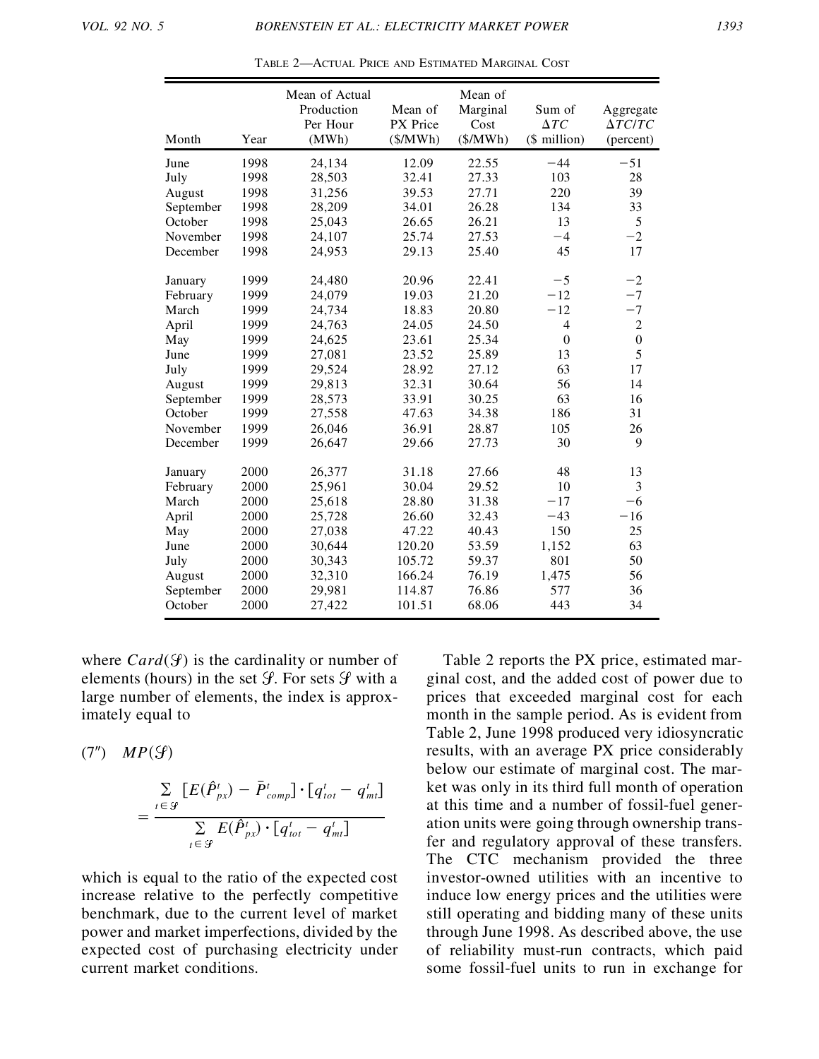TABLE 2—ACTUAL PRICE AND ESTIMATED MARGINAL COST

| Month | Year | Mean of Actual Production Per Hour (MWh) | Mean of PX Price ($/MWh) | Mean of Marginal Cost ($/MWh) | Sum of $\Delta TC$ ($ million) | Aggregate $\Delta TC/TC$ (percent) |
|---|---|---|---|---|---|---|
| June | 1998 | 24,134 | 12.09 | 22.55 | −44 | −51 |
| July | 1998 | 28,503 | 32.41 | 27.33 | 103 | 28 |
| August | 1998 | 31,256 | 39.53 | 27.71 | 220 | 39 |
| September | 1998 | 28,209 | 34.01 | 26.28 | 134 | 33 |
| October | 1998 | 25,043 | 26.65 | 26.21 | 13 | 5 |
| November | 1998 | 24,107 | 25.74 | 27.53 | −4 | −2 |
| December | 1998 | 24,953 | 29.13 | 25.40 | 45 | 17 |
| January | 1999 | 24,480 | 20.96 | 22.41 | −5 | −2 |
| February | 1999 | 24,079 | 19.03 | 21.20 | −12 | −7 |
| March | 1999 | 24,734 | 18.83 | 20.80 | −12 | −7 |
| April | 1999 | 24,763 | 24.05 | 24.50 | 4 | 2 |
| May | 1999 | 24,625 | 23.61 | 25.34 | 0 | 0 |
| June | 1999 | 27,081 | 23.52 | 25.89 | 13 | 5 |
| July | 1999 | 29,524 | 28.92 | 27.12 | 63 | 17 |
| August | 1999 | 29,813 | 32.31 | 30.64 | 56 | 14 |
| September | 1999 | 28,573 | 33.91 | 30.25 | 63 | 16 |
| October | 1999 | 27,558 | 47.63 | 34.38 | 186 | 31 |
| November | 1999 | 26,046 | 36.91 | 28.87 | 105 | 26 |
| December | 1999 | 26,647 | 29.66 | 27.73 | 30 | 9 |
| January | 2000 | 26,377 | 31.18 | 27.66 | 48 | 13 |
| February | 2000 | 25,961 | 30.04 | 29.52 | 10 | 3 |
| March | 2000 | 25,618 | 28.80 | 31.38 | −17 | −6 |
| April | 2000 | 25,728 | 26.60 | 32.43 | −43 | −16 |
| May | 2000 | 27,038 | 47.22 | 40.43 | 150 | 25 |
| June | 2000 | 30,644 | 120.20 | 53.59 | 1,152 | 63 |
| July | 2000 | 30,343 | 105.72 | 59.37 | 801 | 50 |
| August | 2000 | 32,310 | 166.24 | 76.19 | 1,475 | 56 |
| September | 2000 | 29,981 | 114.87 | 76.86 | 577 | 36 |
| October | 2000 | 27,422 | 101.51 | 68.06 | 443 | 34 |

where $Card(\mathcal{S})$ is the cardinality or number of elements (hours) in the set $\mathcal{S}$. For sets $\mathcal{S}$ with a large number of elements, the index is approximately equal to

$$(7'') \quad MP(\mathcal{S}) = \frac{\sum_{t \in \mathcal{S}} [E(\hat{P}^t_{px}) - \bar{P}^t_{comp}] \cdot [q^t_{tot} - q^t_{mt}]}{\sum_{t \in \mathcal{S}} E(\hat{P}^t_{px}) \cdot [q^t_{tot} - q^t_{mt}]}$$

which is equal to the ratio of the expected cost increase relative to the perfectly competitive benchmark, due to the current level of market power and market imperfections, divided by the expected cost of purchasing electricity under current market conditions.

Table 2 reports the PX price, estimated marginal cost, and the added cost of power due to prices that exceeded marginal cost for each month in the sample period. As is evident from Table 2, June 1998 produced very idiosyncratic results, with an average PX price considerably below our estimate of marginal cost. The market was only in its third full month of operation at this time and a number of fossil-fuel generation units were going through ownership transfer and regulatory approval of these transfers. The CTC mechanism provided the three investor-owned utilities with an incentive to induce low energy prices and the utilities were still operating and bidding many of these units through June 1998. As described above, the use of reliability must-run contracts, which paid some fossil-fuel units to run in exchange for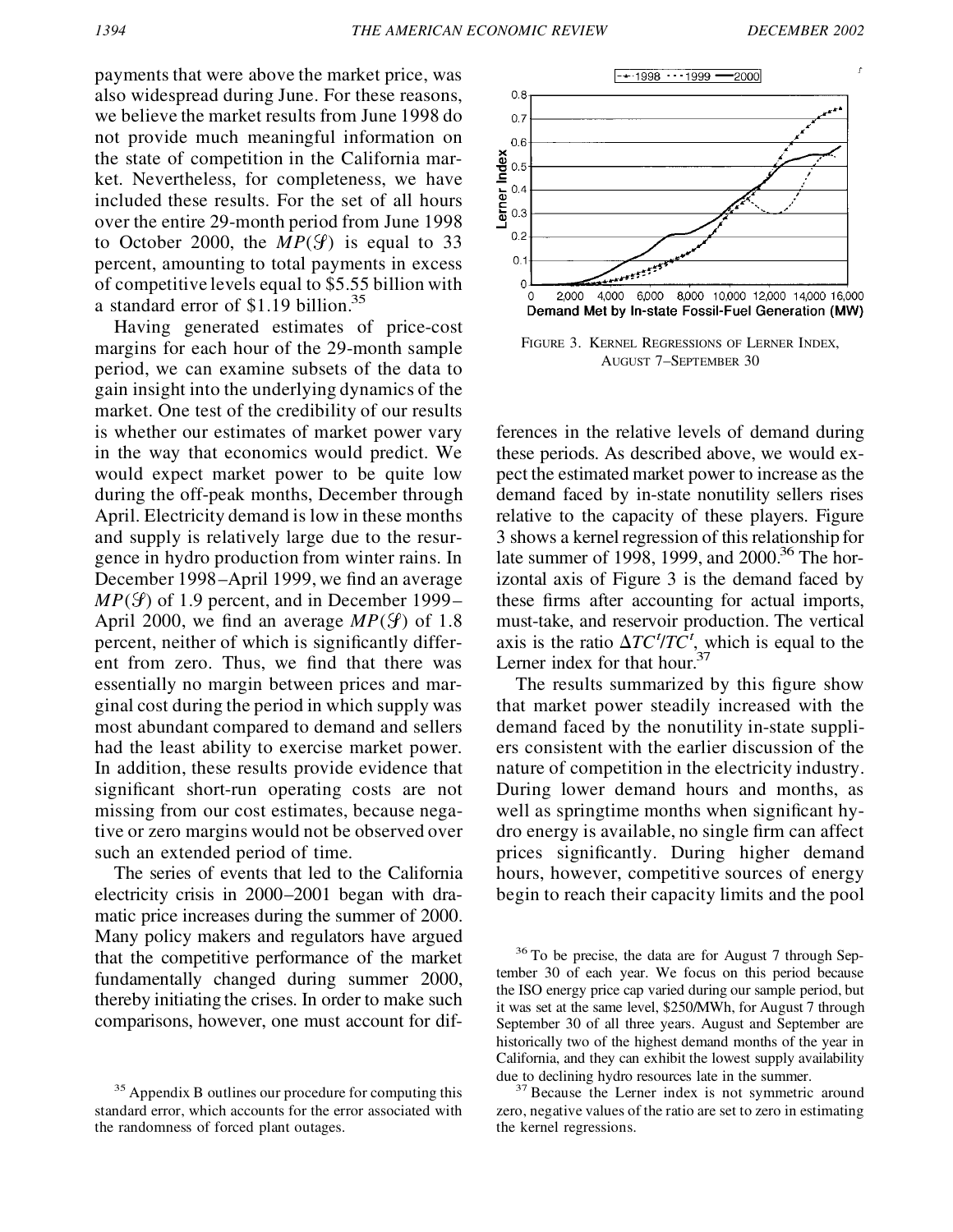payments that were above the market price, was also widespread during June. For these reasons, we believe the market results from June 1998 do not provide much meaningful information on the state of competition in the California market. Nevertheless, for completeness, we have included these results. For the set of all hours over the entire 29-month period from June 1998 to October 2000, the $MP(\mathcal{S})$ is equal to 33 percent, amounting to total payments in excess of competitive levels equal to \$5.55 billion with a standard error of \$1.19 billion.[35]

Having generated estimates of price-cost margins for each hour of the 29-month sample period, we can examine subsets of the data to gain insight into the underlying dynamics of the market. One test of the credibility of our results is whether our estimates of market power vary in the way that economics would predict. We would expect market power to be quite low during the off-peak months, December through April. Electricity demand is low in these months and supply is relatively large due to the resurgence in hydro production from winter rains. In December 1998–April 1999, we find an average $MP(\mathcal{S})$ of 1.9 percent, and in December 1999–April 2000, we find an average $MP(\mathcal{S})$ of 1.8 percent, neither of which is significantly different from zero. Thus, we find that there was essentially no margin between prices and marginal cost during the period in which supply was most abundant compared to demand and sellers had the least ability to exercise market power. In addition, these results provide evidence that significant short-run operating costs are not missing from our cost estimates, because negative or zero margins would not be observed over such an extended period of time.

The series of events that led to the California electricity crisis in 2000–2001 began with dramatic price increases during the summer of 2000. Many policy makers and regulators have argued that the competitive performance of the market fundamentally changed during summer 2000, thereby initiating the crises. In order to make such comparisons, however, one must account for differences in the relative levels of demand during these periods. As described above, we would expect the estimated market power to increase as the demand faced by in-state nonutility sellers rises relative to the capacity of these players. Figure 3 shows a kernel regression of this relationship for late summer of 1998, 1999, and 2000.[36] The horizontal axis of Figure 3 is the demand faced by these firms after accounting for actual imports, must-take, and reservoir production. The vertical axis is the ratio $\Delta TC^t/TC^t$, which is equal to the Lerner index for that hour.[37]

FIGURE 3. KERNEL REGRESSIONS OF LERNER INDEX, AUGUST 7–SEPTEMBER 30

The results summarized by this figure show that market power steadily increased with the demand faced by the nonutility in-state suppliers consistent with the earlier discussion of the nature of competition in the electricity industry. During lower demand hours and months, as well as springtime months when significant hydro energy is available, no single firm can affect prices significantly. During higher demand hours, however, competitive sources of energy begin to reach their capacity limits and the pool

[35] Appendix B outlines our procedure for computing this standard error, which accounts for the error associated with the randomness of forced plant outages.

[36] To be precise, the data are for August 7 through September 30 of each year. We focus on this period because the ISO energy price cap varied during our sample period, but it was set at the same level, \$250/MWh, for August 7 through September 30 of all three years. August and September are historically two of the highest demand months of the year in California, and they can exhibit the lowest supply availability due to declining hydro resources late in the summer.

[37] Because the Lerner index is not symmetric around zero, negative values of the ratio are set to zero in estimating the kernel regressions.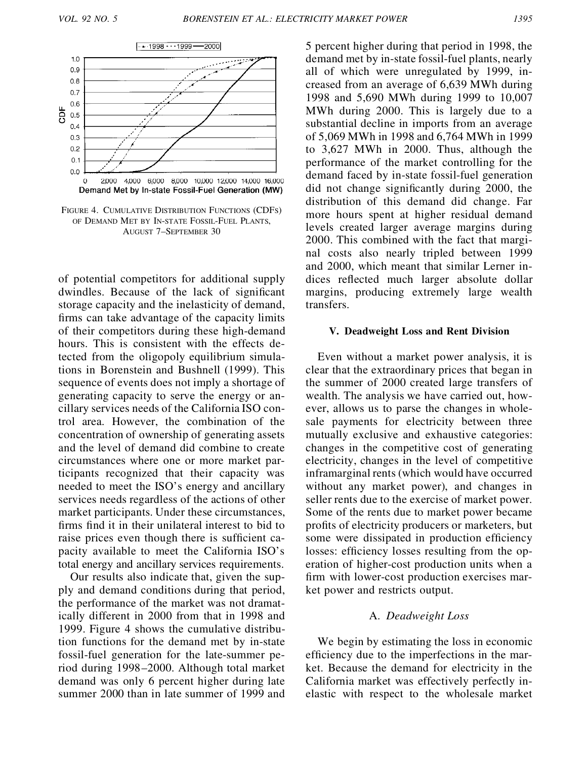FIGURE 4. CUMULATIVE DISTRIBUTION FUNCTIONS (CDFs) OF DEMAND MET BY IN-STATE FOSSIL-FUEL PLANTS, AUGUST 7–SEPTEMBER 30

of potential competitors for additional supply dwindles. Because of the lack of significant storage capacity and the inelasticity of demand, firms can take advantage of the capacity limits of their competitors during these high-demand hours. This is consistent with the effects detected from the oligopoly equilibrium simulations in Borenstein and Bushnell (1999). This sequence of events does not imply a shortage of generating capacity to serve the energy or ancillary services needs of the California ISO control area. However, the combination of the concentration of ownership of generating assets and the level of demand did combine to create circumstances where one or more market participants recognized that their capacity was needed to meet the ISO's energy and ancillary services needs regardless of the actions of other market participants. Under these circumstances, firms find it in their unilateral interest to bid to raise prices even though there is sufficient capacity available to meet the California ISO's total energy and ancillary services requirements.

Our results also indicate that, given the supply and demand conditions during that period, the performance of the market was not dramatically different in 2000 from that in 1998 and 1999. Figure 4 shows the cumulative distribution functions for the demand met by in-state fossil-fuel generation for the late-summer period during 1998–2000. Although total market demand was only 6 percent higher during late summer 2000 than in late summer of 1999 and 5 percent higher during that period in 1998, the demand met by in-state fossil-fuel plants, nearly all of which were unregulated by 1999, increased from an average of 6,639 MWh during 1998 and 5,690 MWh during 1999 to 10,007 MWh during 2000. This is largely due to a substantial decline in imports from an average of 5,069 MWh in 1998 and 6,764 MWh in 1999 to 3,627 MWh in 2000. Thus, although the performance of the market controlling for the demand faced by in-state fossil-fuel generation did not change significantly during 2000, the distribution of this demand did change. Far more hours spent at higher residual demand levels created larger average margins during 2000. This combined with the fact that marginal costs also nearly tripled between 1999 and 2000, which meant that similar Lerner indices reflected much larger absolute dollar margins, producing extremely large wealth transfers.

## V. Deadweight Loss and Rent Division

Even without a market power analysis, it is clear that the extraordinary prices that began in the summer of 2000 created large transfers of wealth. The analysis we have carried out, however, allows us to parse the changes in wholesale payments for electricity between three mutually exclusive and exhaustive categories: changes in the competitive cost of generating electricity, changes in the level of competitive inframarginal rents (which would have occurred without any market power), and changes in seller rents due to the exercise of market power. Some of the rents due to market power became profits of electricity producers or marketers, but some were dissipated in production efficiency losses: efficiency losses resulting from the operation of higher-cost production units when a firm with lower-cost production exercises market power and restricts output.

### A. *Deadweight Loss*

We begin by estimating the loss in economic efficiency due to the imperfections in the market. Because the demand for electricity in the California market was effectively perfectly inelastic with respect to the wholesale market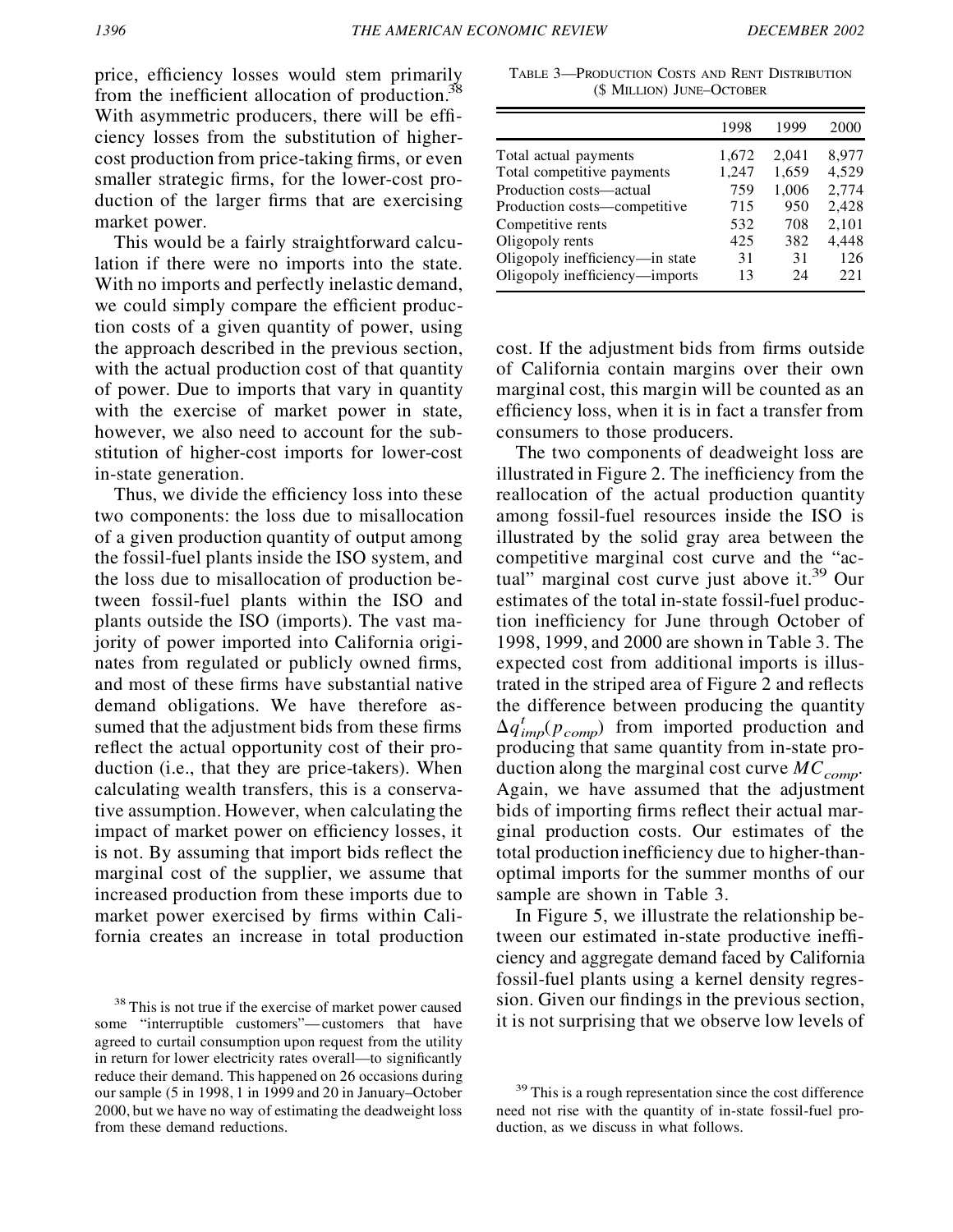price, efficiency losses would stem primarily from the inefficient allocation of production.[38] With asymmetric producers, there will be efficiency losses from the substitution of higher-cost production from price-taking firms, or even smaller strategic firms, for the lower-cost production of the larger firms that are exercising market power.

This would be a fairly straightforward calculation if there were no imports into the state. With no imports and perfectly inelastic demand, we could simply compare the efficient production costs of a given quantity of power, using the approach described in the previous section, with the actual production cost of that quantity of power. Due to imports that vary in quantity with the exercise of market power in state, however, we also need to account for the substitution of higher-cost imports for lower-cost in-state generation.

Thus, we divide the efficiency loss into these two components: the loss due to misallocation of a given production quantity of output among the fossil-fuel plants inside the ISO system, and the loss due to misallocation of production between fossil-fuel plants within the ISO and plants outside the ISO (imports). The vast majority of power imported into California originates from regulated or publicly owned firms, and most of these firms have substantial native demand obligations. We have therefore assumed that the adjustment bids from these firms reflect the actual opportunity cost of their production (i.e., that they are price-takers). When calculating wealth transfers, this is a conservative assumption. However, when calculating the impact of market power on efficiency losses, it is not. By assuming that import bids reflect the marginal cost of the supplier, we assume that increased production from these imports due to market power exercised by firms within California creates an increase in total production cost. If the adjustment bids from firms outside of California contain margins over their own marginal cost, this margin will be counted as an efficiency loss, when it is in fact a transfer from consumers to those producers.

TABLE 3—PRODUCTION COSTS AND RENT DISTRIBUTION ($ MILLION) JUNE–OCTOBER

| | 1998 | 1999 | 2000 |
|---|---|---|---|
| Total actual payments | 1,672 | 2,041 | 8,977 |
| Total competitive payments | 1,247 | 1,659 | 4,529 |
| Production costs—actual | 759 | 1,006 | 2,774 |
| Production costs—competitive | 715 | 950 | 2,428 |
| Competitive rents | 532 | 708 | 2,101 |
| Oligopoly rents | 425 | 382 | 4,448 |
| Oligopoly inefficiency—in state | 31 | 31 | 126 |
| Oligopoly inefficiency—imports | 13 | 24 | 221 |

The two components of deadweight loss are illustrated in Figure 2. The inefficiency from the reallocation of the actual production quantity among fossil-fuel resources inside the ISO is illustrated by the solid gray area between the competitive marginal cost curve and the "actual" marginal cost curve just above it.[39] Our estimates of the total in-state fossil-fuel production inefficiency for June through October of 1998, 1999, and 2000 are shown in Table 3. The expected cost from additional imports is illustrated in the striped area of Figure 2 and reflects the difference between producing the quantity $\Delta q^t_{imp}(p_{comp})$ from imported production and producing that same quantity from in-state production along the marginal cost curve $MC_{comp}$. Again, we have assumed that the adjustment bids of importing firms reflect their actual marginal production costs. Our estimates of the total production inefficiency due to higher-than-optimal imports for the summer months of our sample are shown in Table 3.

In Figure 5, we illustrate the relationship between our estimated in-state productive inefficiency and aggregate demand faced by California fossil-fuel plants using a kernel density regression. Given our findings in the previous section, it is not surprising that we observe low levels of

[38] This is not true if the exercise of market power caused some "interruptible customers"—customers that have agreed to curtail consumption upon request from the utility in return for lower electricity rates overall—to significantly reduce their demand. This happened on 26 occasions during our sample (5 in 1998, 1 in 1999 and 20 in January–October 2000, but we have no way of estimating the deadweight loss from these demand reductions.

[39] This is a rough representation since the cost difference need not rise with the quantity of in-state fossil-fuel production, as we discuss in what follows.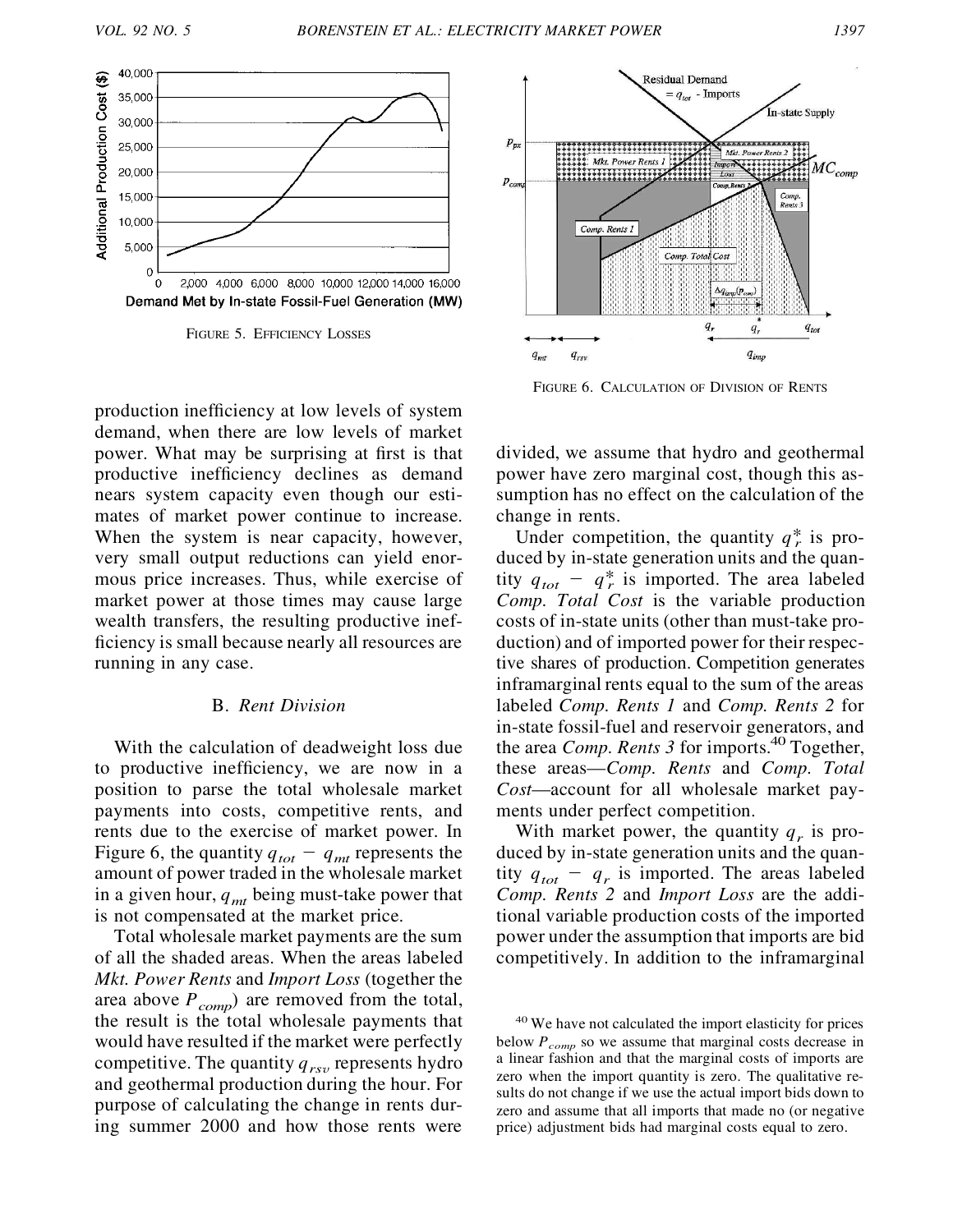FIGURE 5. EFFICIENCY LOSSES

FIGURE 6. CALCULATION OF DIVISION OF RENTS

production inefficiency at low levels of system demand, when there are low levels of market power. What may be surprising at first is that productive inefficiency declines as demand nears system capacity even though our estimates of market power continue to increase. When the system is near capacity, however, very small output reductions can yield enormous price increases. Thus, while exercise of market power at those times may cause large wealth transfers, the resulting productive inefficiency is small because nearly all resources are running in any case.

### B. *Rent Division*

With the calculation of deadweight loss due to productive inefficiency, we are now in a position to parse the total wholesale market payments into costs, competitive rents, and rents due to the exercise of market power. In Figure 6, the quantity $q_{tot} - q_{mt}$ represents the amount of power traded in the wholesale market in a given hour, $q_{mt}$ being must-take power that is not compensated at the market price.

Total wholesale market payments are the sum of all the shaded areas. When the areas labeled *Mkt. Power Rents* and *Import Loss* (together the area above $P_{comp}$) are removed from the total, the result is the total wholesale payments that would have resulted if the market were perfectly competitive. The quantity $q_{rsv}$ represents hydro and geothermal production during the hour. For purpose of calculating the change in rents during summer 2000 and how those rents were divided, we assume that hydro and geothermal power have zero marginal cost, though this assumption has no effect on the calculation of the change in rents.

Under competition, the quantity $q_r^*$ is produced by in-state generation units and the quantity $q_{tot} - q_r^*$ is imported. The area labeled *Comp. Total Cost* is the variable production costs of in-state units (other than must-take production) and of imported power for their respective shares of production. Competition generates inframarginal rents equal to the sum of the areas labeled *Comp. Rents 1* and *Comp. Rents 2* for in-state fossil-fuel and reservoir generators, and the area *Comp. Rents 3* for imports.[40] Together, these areas—*Comp. Rents* and *Comp. Total Cost*—account for all wholesale market payments under perfect competition.

With market power, the quantity $q_r$ is produced by in-state generation units and the quantity $q_{tot} - q_r$ is imported. The areas labeled *Comp. Rents 2* and *Import Loss* are the additional variable production costs of the imported power under the assumption that imports are bid competitively. In addition to the inframarginal

[40] We have not calculated the import elasticity for prices below $P_{comp}$ so we assume that marginal costs decrease in a linear fashion and that the marginal costs of imports are zero when the import quantity is zero. The qualitative results do not change if we use the actual import bids down to zero and assume that all imports that made no (or negative price) adjustment bids had marginal costs equal to zero.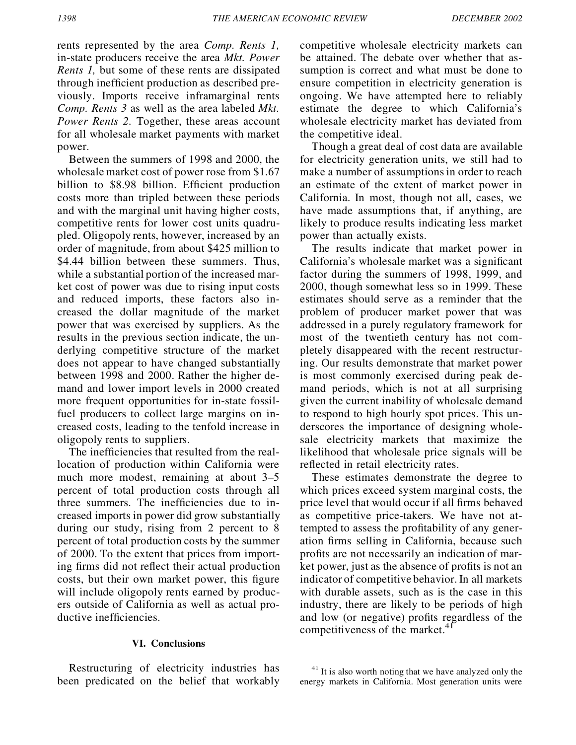rents represented by the area *Comp. Rents 1,* in-state producers receive the area *Mkt. Power Rents 1,* but some of these rents are dissipated through inefficient production as described previously. Imports receive inframarginal rents *Comp. Rents 3* as well as the area labeled *Mkt. Power Rents 2*. Together, these areas account for all wholesale market payments with market power.

Between the summers of 1998 and 2000, the wholesale market cost of power rose from \$1.67 billion to \$8.98 billion. Efficient production costs more than tripled between these periods and with the marginal unit having higher costs, competitive rents for lower cost units quadrupled. Oligopoly rents, however, increased by an order of magnitude, from about \$425 million to \$4.44 billion between these summers. Thus, while a substantial portion of the increased market cost of power was due to rising input costs and reduced imports, these factors also increased the dollar magnitude of the market power that was exercised by suppliers. As the results in the previous section indicate, the underlying competitive structure of the market does not appear to have changed substantially between 1998 and 2000. Rather the higher demand and lower import levels in 2000 created more frequent opportunities for in-state fossil-fuel producers to collect large margins on increased costs, leading to the tenfold increase in oligopoly rents to suppliers.

The inefficiencies that resulted from the reallocation of production within California were much more modest, remaining at about 3–5 percent of total production costs through all three summers. The inefficiencies due to increased imports in power did grow substantially during our study, rising from 2 percent to 8 percent of total production costs by the summer of 2000. To the extent that prices from importing firms did not reflect their actual production costs, but their own market power, this figure will include oligopoly rents earned by producers outside of California as well as actual productive inefficiencies.

## VI. Conclusions

Restructuring of electricity industries has been predicated on the belief that workably competitive wholesale electricity markets can be attained. The debate over whether that assumption is correct and what must be done to ensure competition in electricity generation is ongoing. We have attempted here to reliably estimate the degree to which California's wholesale electricity market has deviated from the competitive ideal.

Though a great deal of cost data are available for electricity generation units, we still had to make a number of assumptions in order to reach an estimate of the extent of market power in California. In most, though not all, cases, we have made assumptions that, if anything, are likely to produce results indicating less market power than actually exists.

The results indicate that market power in California's wholesale market was a significant factor during the summers of 1998, 1999, and 2000, though somewhat less so in 1999. These estimates should serve as a reminder that the problem of producer market power that was addressed in a purely regulatory framework for most of the twentieth century has not completely disappeared with the recent restructuring. Our results demonstrate that market power is most commonly exercised during peak demand periods, which is not at all surprising given the current inability of wholesale demand to respond to high hourly spot prices. This underscores the importance of designing wholesale electricity markets that maximize the likelihood that wholesale price signals will be reflected in retail electricity rates.

These estimates demonstrate the degree to which prices exceed system marginal costs, the price level that would occur if all firms behaved as competitive price-takers. We have not attempted to assess the profitability of any generation firms selling in California, because such profits are not necessarily an indication of market power, just as the absence of profits is not an indicator of competitive behavior. In all markets with durable assets, such as is the case in this industry, there are likely to be periods of high and low (or negative) profits regardless of the competitiveness of the market.[41]

[41] It is also worth noting that we have analyzed only the energy markets in California. Most generation units were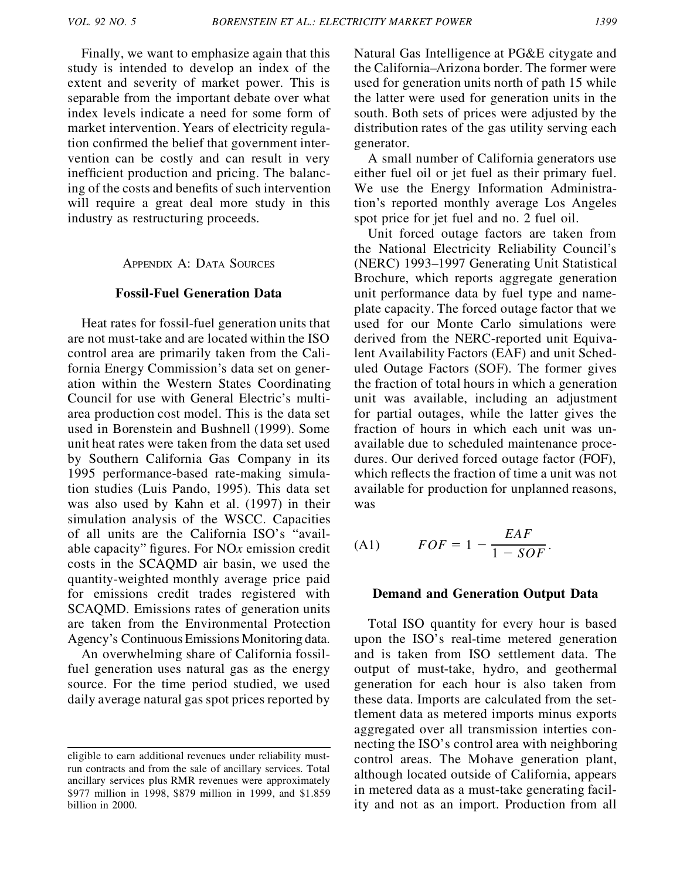Finally, we want to emphasize again that this study is intended to develop an index of the extent and severity of market power. This is separable from the important debate over what index levels indicate a need for some form of market intervention. Years of electricity regulation confirmed the belief that government intervention can be costly and can result in very inefficient production and pricing. The balancing of the costs and benefits of such intervention will require a great deal more study in this industry as restructuring proceeds.

## Appendix A: Data Sources

### Fossil-Fuel Generation Data

Heat rates for fossil-fuel generation units that are not must-take and are located within the ISO control area are primarily taken from the California Energy Commission's data set on generation within the Western States Coordinating Council for use with General Electric's multi-area production cost model. This is the data set used in Borenstein and Bushnell (1999). Some unit heat rates were taken from the data set used by Southern California Gas Company in its 1995 performance-based rate-making simulation studies (Luis Pando, 1995). This data set was also used by Kahn et al. (1997) in their simulation analysis of the WSCC. Capacities of all units are the California ISO's "available capacity" figures. For NO*x* emission credit costs in the SCAQMD air basin, we used the quantity-weighted monthly average price paid for emissions credit trades registered with SCAQMD. Emissions rates of generation units are taken from the Environmental Protection Agency's Continuous Emissions Monitoring data.

An overwhelming share of California fossil-fuel generation uses natural gas as the energy source. For the time period studied, we used daily average natural gas spot prices reported by Natural Gas Intelligence at PG&E citygate and the California–Arizona border. The former were used for generation units north of path 15 while the latter were used for generation units in the south. Both sets of prices were adjusted by the distribution rates of the gas utility serving each generator.

A small number of California generators use either fuel oil or jet fuel as their primary fuel. We use the Energy Information Administration's reported monthly average Los Angeles spot price for jet fuel and no. 2 fuel oil.

Unit forced outage factors are taken from the National Electricity Reliability Council's (NERC) 1993–1997 Generating Unit Statistical Brochure, which reports aggregate generation unit performance data by fuel type and nameplate capacity. The forced outage factor that we used for our Monte Carlo simulations were derived from the NERC-reported unit Equivalent Availability Factors (EAF) and unit Scheduled Outage Factors (SOF). The former gives the fraction of total hours in which a generation unit was available, including an adjustment for partial outages, while the latter gives the fraction of hours in which each unit was unavailable due to scheduled maintenance procedures. Our derived forced outage factor (FOF), which reflects the fraction of time a unit was not available for production for unplanned reasons, was

$$FOF = 1 - \frac{EAF}{1 - SOF}. \tag{A1}$$

### Demand and Generation Output Data

Total ISO quantity for every hour is based upon the ISO's real-time metered generation and is taken from ISO settlement data. The output of must-take, hydro, and geothermal generation for each hour is also taken from these data. Imports are calculated from the settlement data as metered imports minus exports aggregated over all transmission interties connecting the ISO's control area with neighboring control areas. The Mohave generation plant, although located outside of California, appears in metered data as a must-take generating facility and not as an import. Production from all

---

eligible to earn additional revenues under reliability must-run contracts and from the sale of ancillary services. Total ancillary services plus RMR revenues were approximately \$977 million in 1998, \$879 million in 1999, and \$1.859 billion in 2000.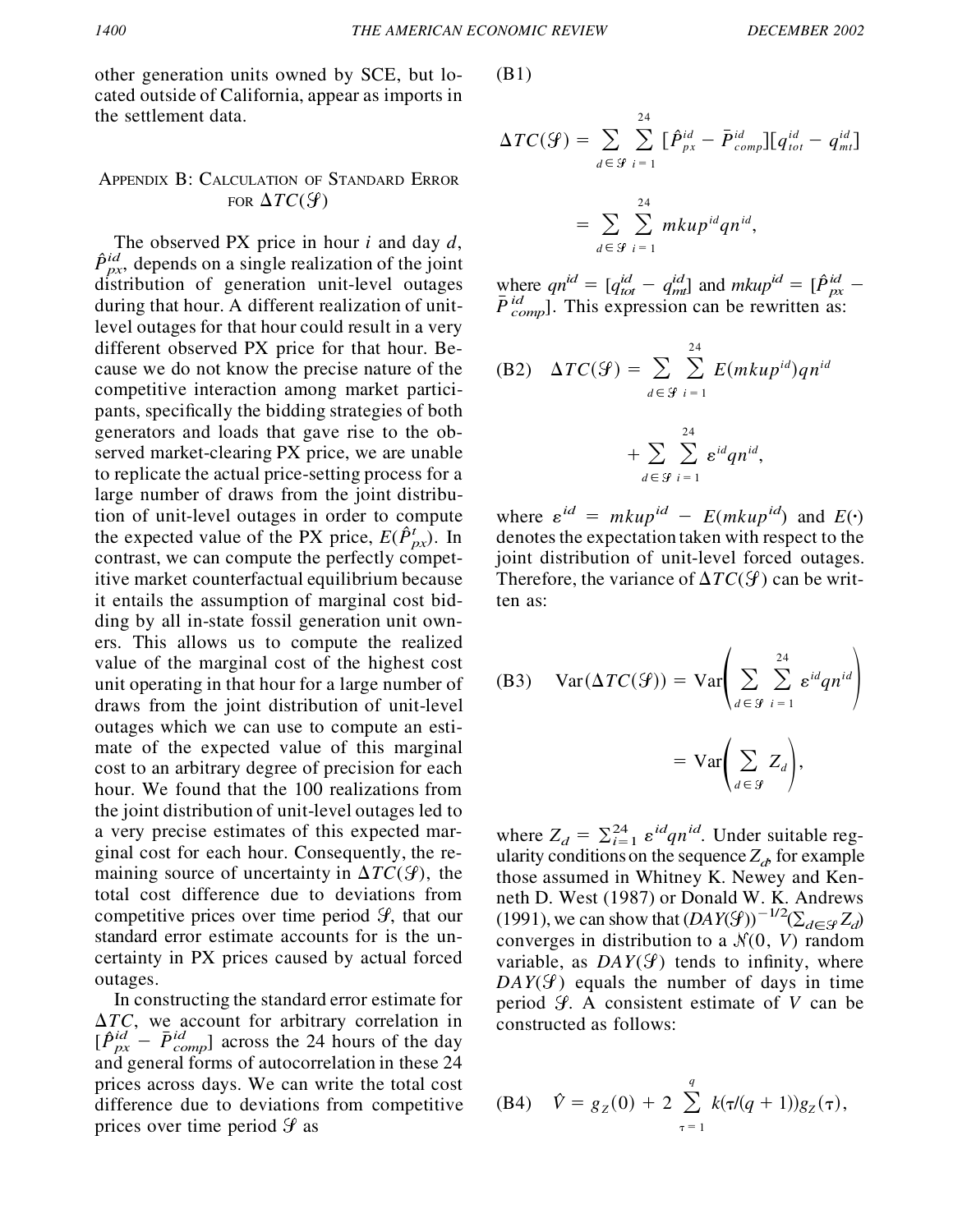other generation units owned by SCE, but located outside of California, appear as imports in the settlement data.

## Appendix B: Calculation of Standard Error for $\Delta TC(\mathcal{S})$

The observed PX price in hour $i$ and day $d$, $\hat{P}_{px}^{id}$, depends on a single realization of the joint distribution of generation unit-level outages during that hour. A different realization of unit-level outages for that hour could result in a very different observed PX price for that hour. Because we do not know the precise nature of the competitive interaction among market participants, specifically the bidding strategies of both generators and loads that gave rise to the observed market-clearing PX price, we are unable to replicate the actual price-setting process for a large number of draws from the joint distribution of unit-level outages in order to compute the expected value of the PX price, $E(\hat{P}_{px}^{t})$. In contrast, we can compute the perfectly competitive market counterfactual equilibrium because it entails the assumption of marginal cost bidding by all in-state fossil generation unit owners. This allows us to compute the realized value of the marginal cost of the highest cost unit operating in that hour for a large number of draws from the joint distribution of unit-level outages which we can use to compute an estimate of the expected value of this marginal cost to an arbitrary degree of precision for each hour. We found that the 100 realizations from the joint distribution of unit-level outages led to a very precise estimates of this expected marginal cost for each hour. Consequently, the remaining source of uncertainty in $\Delta TC(\mathcal{S})$, the total cost difference due to deviations from competitive prices over time period $\mathcal{S}$, that our standard error estimate accounts for is the uncertainty in PX prices caused by actual forced outages.

In constructing the standard error estimate for $\Delta TC$, we account for arbitrary correlation in $[\hat{P}_{px}^{id} - \bar{P}_{comp}^{id}]$ across the 24 hours of the day and general forms of autocorrelation in these 24 prices across days. We can write the total cost difference due to deviations from competitive prices over time period $\mathcal{S}$ as

(B1)

$$\Delta TC(\mathcal{S}) = \sum_{d \in \mathcal{S}} \sum_{i=1}^{24} [\hat{P}_{px}^{id} - \bar{P}_{comp}^{id}][q_{tot}^{id} - q_{mt}^{id}]$$

$$= \sum_{d \in \mathcal{S}} \sum_{i=1}^{24} mkup^{id} qn^{id},$$

where $qn^{id} = [q_{tot}^{id} - q_{mt}^{id}]$ and $mkup^{id} = [\hat{P}_{px}^{id} - \bar{P}_{comp}^{id}]$. This expression can be rewritten as:

$$\text{(B2)} \quad \Delta TC(\mathcal{S}) = \sum_{d \in \mathcal{S}} \sum_{i=1}^{24} E(mkup^{id}) qn^{id} + \sum_{d \in \mathcal{S}} \sum_{i=1}^{24} \varepsilon^{id} qn^{id},$$

where $\varepsilon^{id} = mkup^{id} - E(mkup^{id})$ and $E(\cdot)$ denotes the expectation taken with respect to the joint distribution of unit-level forced outages. Therefore, the variance of $\Delta TC(\mathcal{S})$ can be written as:

$$\text{(B3)} \quad \text{Var}(\Delta TC(\mathcal{S})) = \text{Var}\left( \sum_{d \in \mathcal{S}} \sum_{i=1}^{24} \varepsilon^{id} qn^{id} \right) = \text{Var}\left( \sum_{d \in \mathcal{S}} Z_d \right),$$

where $Z_d = \sum_{i=1}^{24} \varepsilon^{id} qn^{id}$. Under suitable regularity conditions on the sequence $Z_d$, for example those assumed in Whitney K. Newey and Kenneth D. West (1987) or Donald W. K. Andrews (1991), we can show that $(DAY(\mathcal{S}))^{-1/2}(\sum_{d \in \mathcal{S}} Z_d)$ converges in distribution to a $\mathcal{N}(0, V)$ random variable, as $DAY(\mathcal{S})$ tends to infinity, where $DAY(\mathcal{S})$ equals the number of days in time period $\mathcal{S}$. A consistent estimate of $V$ can be constructed as follows:

$$\text{(B4)} \quad \hat{V} = g_Z(0) + 2 \sum_{\tau=1}^{q} k(\tau/(q+1)) g_Z(\tau),$$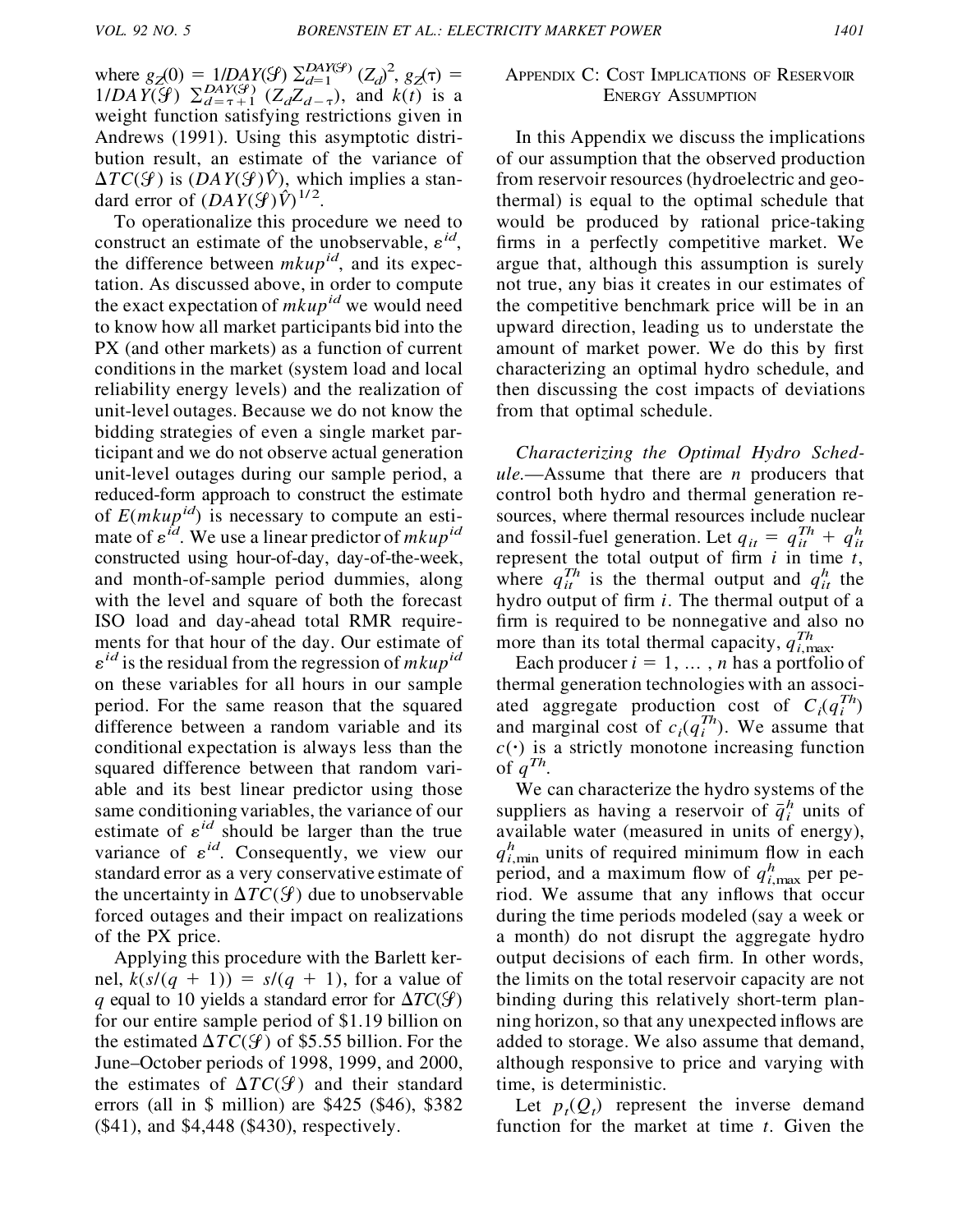where $g_Z(0) = 1/DAY(\mathcal{S}) \sum_{d=1}^{DAY(\mathcal{S})} (Z_d)^2$, $g_Z(\tau) = 1/DAY(\mathcal{S}) \sum_{d=\tau+1}^{DAY(\mathcal{S})} (Z_d Z_{d-\tau})$, and $k(t)$ is a weight function satisfying restrictions given in Andrews (1991). Using this asymptotic distribution result, an estimate of the variance of $\Delta TC(\mathcal{S})$ is $(DAY(\mathcal{S})\hat{V})$, which implies a standard error of $(DAY(\mathcal{S})\hat{V})^{1/2}$.

To operationalize this procedure we need to construct an estimate of the unobservable, $\varepsilon^{id}$, the difference between $mkup^{id}$, and its expectation. As discussed above, in order to compute the exact expectation of $mkup^{id}$ we would need to know how all market participants bid into the PX (and other markets) as a function of current conditions in the market (system load and local reliability energy levels) and the realization of unit-level outages. Because we do not know the bidding strategies of even a single market participant and we do not observe actual generation unit-level outages during our sample period, a reduced-form approach to construct the estimate of $E(mkup^{id})$ is necessary to compute an estimate of $\varepsilon^{id}$. We use a linear predictor of $mkup^{id}$ constructed using hour-of-day, day-of-the-week, and month-of-sample period dummies, along with the level and square of both the forecast ISO load and day-ahead total RMR requirements for that hour of the day. Our estimate of $\varepsilon^{id}$ is the residual from the regression of $mkup^{id}$ on these variables for all hours in our sample period. For the same reason that the squared difference between a random variable and its conditional expectation is always less than the squared difference between that random variable and its best linear predictor using those same conditioning variables, the variance of our estimate of $\varepsilon^{id}$ should be larger than the true variance of $\varepsilon^{id}$. Consequently, we view our standard error as a very conservative estimate of the uncertainty in $\Delta TC(\mathcal{S})$ due to unobservable forced outages and their impact on realizations of the PX price.

Applying this procedure with the Barlett kernel, $k(s/(q + 1)) = s/(q + 1)$, for a value of $q$ equal to 10 yields a standard error for $\Delta TC(\mathcal{S})$ for our entire sample period of \$1.19 billion on the estimated $\Delta TC(\mathcal{S})$ of \$5.55 billion. For the June–October periods of 1998, 1999, and 2000, the estimates of $\Delta TC(\mathcal{S})$ and their standard errors (all in \$ million) are \$425 (\$46), \$382 (\$41), and \$4,448 (\$430), respectively.

## Appendix C: Cost Implications of Reservoir Energy Assumption

In this Appendix we discuss the implications of our assumption that the observed production from reservoir resources (hydroelectric and geothermal) is equal to the optimal schedule that would be produced by rational price-taking firms in a perfectly competitive market. We argue that, although this assumption is surely not true, any bias it creates in our estimates of the competitive benchmark price will be in an upward direction, leading us to understate the amount of market power. We do this by first characterizing an optimal hydro schedule, and then discussing the cost impacts of deviations from that optimal schedule.

*Characterizing the Optimal Hydro Schedule.*—Assume that there are $n$ producers that control both hydro and thermal generation resources, where thermal resources include nuclear and fossil-fuel generation. Let $q_{it} = q_{it}^{Th} + q_{it}^{h}$ represent the total output of firm $i$ in time $t$, where $q_{it}^{Th}$ is the thermal output and $q_{it}^{h}$ the hydro output of firm $i$. The thermal output of a firm is required to be nonnegative and also no more than its total thermal capacity, $q_{i,\max}^{Th}$.

Each producer $i = 1, \ldots, n$ has a portfolio of thermal generation technologies with an associated aggregate production cost of $C_i(q_i^{Th})$ and marginal cost of $c_i(q_i^{Th})$. We assume that $c(\cdot)$ is a strictly monotone increasing function of $q^{Th}$.

We can characterize the hydro systems of the suppliers as having a reservoir of $\bar{q}_i^{h}$ units of available water (measured in units of energy), $q_{i,\min}^{h}$ units of required minimum flow in each period, and a maximum flow of $q_{i,\max}^{h}$ per period. We assume that any inflows that occur during the time periods modeled (say a week or a month) do not disrupt the aggregate hydro output decisions of each firm. In other words, the limits on the total reservoir capacity are not binding during this relatively short-term planning horizon, so that any unexpected inflows are added to storage. We also assume that demand, although responsive to price and varying with time, is deterministic.

Let $p_t(Q_t)$ represent the inverse demand function for the market at time $t$. Given the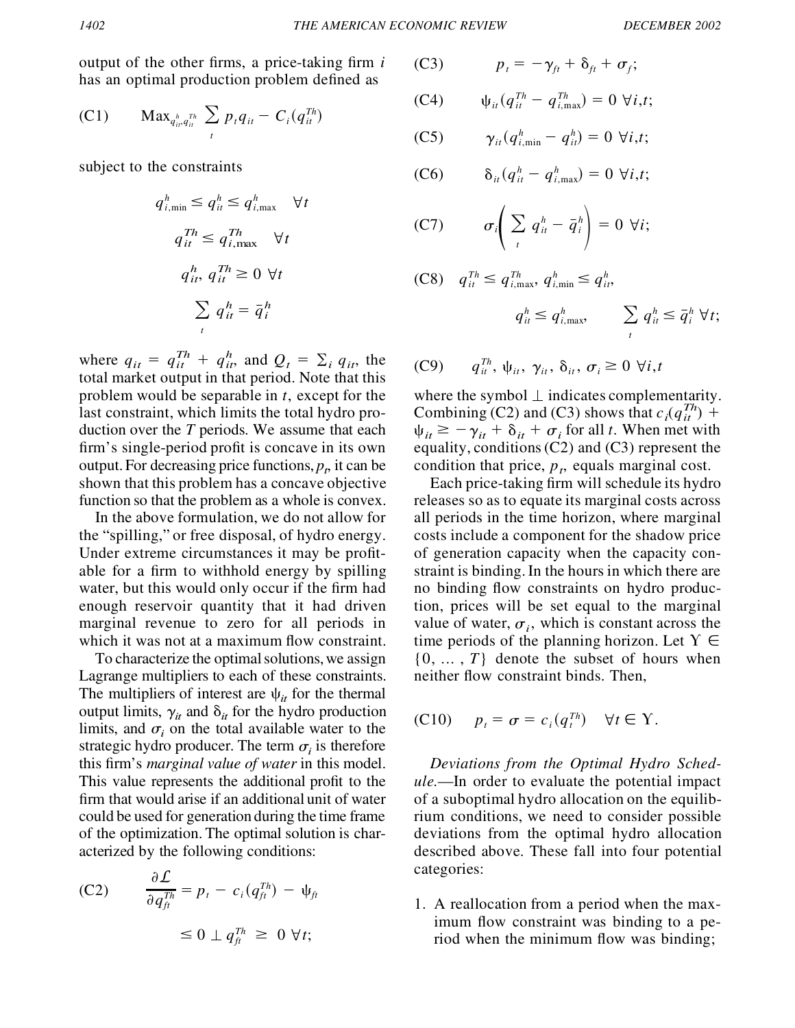output of the other firms, a price-taking firm $i$ has an optimal production problem defined as

$$\text{(C1)} \qquad \text{Max}_{q_{it}^{h}, q_{it}^{Th}} \sum_{t} p_t q_{it} - C_i(q_{it}^{Th})$$

subject to the constraints

$$q_{i,\min}^{h} \leq q_{it}^{h} \leq q_{i,\max}^{h} \quad \forall t$$

$$q_{it}^{Th} \leq q_{i,\max}^{Th} \quad \forall t$$

$$q_{it}^{h}, q_{it}^{Th} \geq 0 \ \forall t$$

$$\sum_{t} q_{it}^{h} = \bar{q}_{i}^{h}$$

where $q_{it} = q_{it}^{Th} + q_{it}^{h}$, and $Q_t = \sum_i q_{it}$, the total market output in that period. Note that this problem would be separable in $t$, except for the last constraint, which limits the total hydro production over the $T$ periods. We assume that each firm's single-period profit is concave in its own output. For decreasing price functions, $p_t$, it can be shown that this problem has a concave objective function so that the problem as a whole is convex.

In the above formulation, we do not allow for the "spilling," or free disposal, of hydro energy. Under extreme circumstances it may be profitable for a firm to withhold energy by spilling water, but this would only occur if the firm had enough reservoir quantity that it had driven marginal revenue to zero for all periods in which it was not at a maximum flow constraint.

To characterize the optimal solutions, we assign Lagrange multipliers to each of these constraints. The multipliers of interest are $\psi_{it}$ for the thermal output limits, $\gamma_{it}$ and $\delta_{it}$ for the hydro production limits, and $\sigma_i$ on the total available water to the strategic hydro producer. The term $\sigma_i$ is therefore this firm's *marginal value of water* in this model. This value represents the additional profit to the firm that would arise if an additional unit of water could be used for generation during the time frame of the optimization. The optimal solution is characterized by the following conditions:

$$\text{(C2)} \qquad \frac{\partial \mathcal{L}}{\partial q_{ft}^{Th}} = p_t - c_i(q_{ft}^{Th}) - \psi_{ft} \leq 0 \perp q_{ft}^{Th} \geq 0 \ \forall t;$$

$$\text{(C3)} \qquad p_t = -\gamma_{ft} + \delta_{ft} + \sigma_f;$$

$$\text{(C4)} \qquad \psi_{it}(q_{it}^{Th} - q_{i,\max}^{Th}) = 0 \ \forall i,t;$$

$$\text{(C5)} \qquad \gamma_{it}(q_{i,\min}^{h} - q_{it}^{h}) = 0 \ \forall i,t;$$

$$\text{(C6)} \qquad \delta_{it}(q_{it}^{h} - q_{i,\max}^{h}) = 0 \ \forall i,t;$$

$$\text{(C7)} \qquad \sigma_i\left(\sum_{t} q_{it}^{h} - \bar{q}_{i}^{h}\right) = 0 \ \forall i;$$

$$\text{(C8)} \quad q_{it}^{Th} \leq q_{i,\max}^{Th},\ q_{i,\min}^{h} \leq q_{it}^{h}, \quad q_{it}^{h} \leq q_{i,\max}^{h}, \qquad \sum_{t} q_{it}^{h} \leq \bar{q}_{i}^{h} \ \forall t;$$

$$\text{(C9)} \qquad q_{it}^{Th}, \psi_{it}, \gamma_{it}, \delta_{it}, \sigma_i \geq 0 \ \forall i,t$$

where the symbol $\perp$ indicates complementarity. Combining (C2) and (C3) shows that $c_i(q_{it}^{Th}) + \psi_{it} \geq -\gamma_{it} + \delta_{it} + \sigma_i$ for all $t$. When met with equality, conditions (C2) and (C3) represent the condition that price, $p_t$, equals marginal cost.

Each price-taking firm will schedule its hydro releases so as to equate its marginal costs across all periods in the time horizon, where marginal costs include a component for the shadow price of generation capacity when the capacity constraint is binding. In the hours in which there are no binding flow constraints on hydro production, prices will be set equal to the marginal value of water, $\sigma_i$, which is constant across the time periods of the planning horizon. Let $\Upsilon \in \{0, \ldots, T\}$ denote the subset of hours when neither flow constraint binds. Then,

$$\text{(C10)} \qquad p_t = \sigma = c_i(q_t^{Th}) \quad \forall t \in \Upsilon.$$

*Deviations from the Optimal Hydro Schedule.*—In order to evaluate the potential impact of a suboptimal hydro allocation on the equilibrium conditions, we need to consider possible deviations from the optimal hydro allocation described above. These fall into four potential categories:

1. A reallocation from a period when the maximum flow constraint was binding to a period when the minimum flow was binding;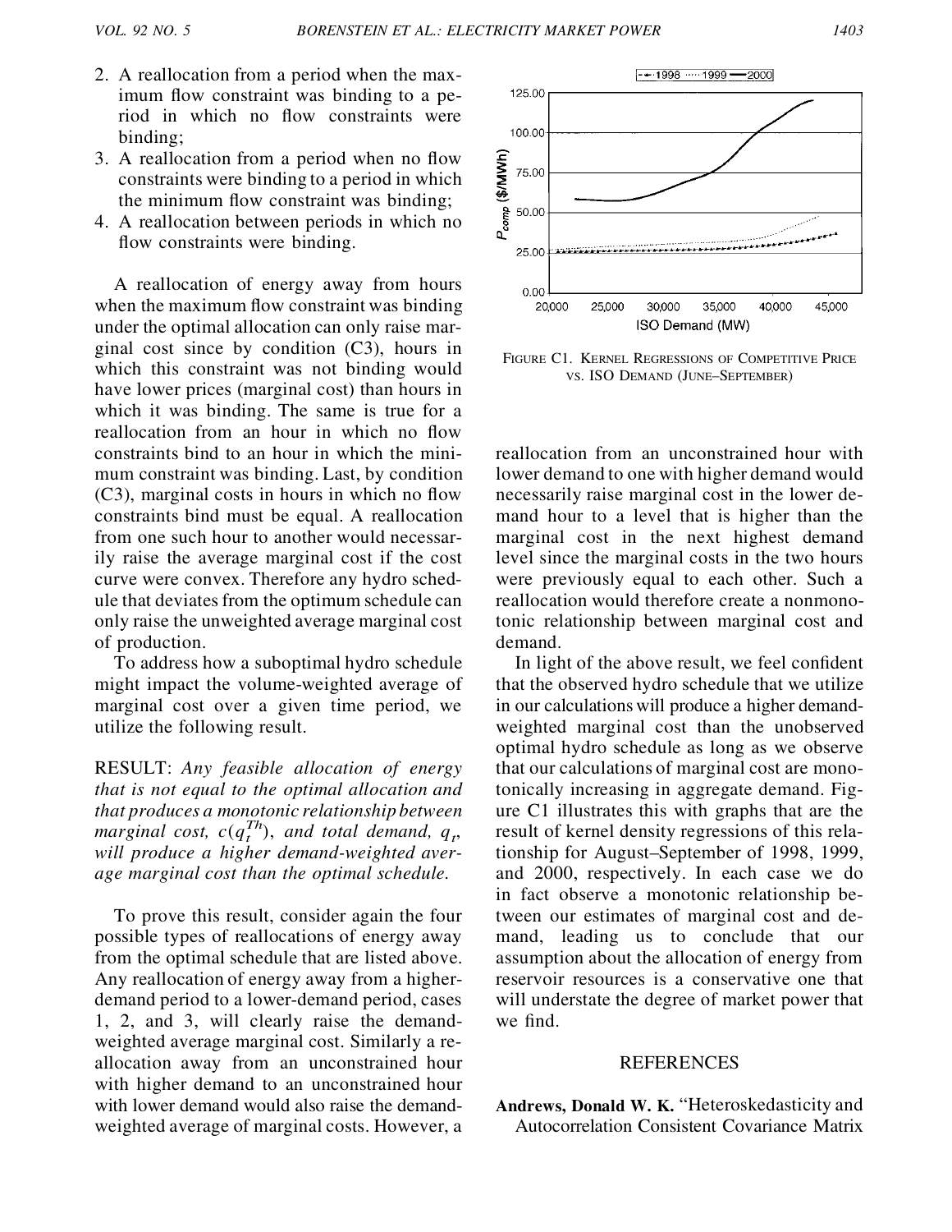2. A reallocation from a period when the maximum flow constraint was binding to a period in which no flow constraints were binding;
3. A reallocation from a period when no flow constraints were binding to a period in which the minimum flow constraint was binding;
4. A reallocation between periods in which no flow constraints were binding.

A reallocation of energy away from hours when the maximum flow constraint was binding under the optimal allocation can only raise marginal cost since by condition (C3), hours in which this constraint was not binding would have lower prices (marginal cost) than hours in which it was binding. The same is true for a reallocation from an hour in which no flow constraints bind to an hour in which the minimum constraint was binding. Last, by condition (C3), marginal costs in hours in which no flow constraints bind must be equal. A reallocation from one such hour to another would necessarily raise the average marginal cost if the cost curve were convex. Therefore any hydro schedule that deviates from the optimum schedule can only raise the unweighted average marginal cost of production.

To address how a suboptimal hydro schedule might impact the volume-weighted average of marginal cost over a given time period, we utilize the following result.

RESULT: *Any feasible allocation of energy that is not equal to the optimal allocation and that produces a monotonic relationship between marginal cost,* $c(q_t^{Th})$, *and total demand,* $q_t$, *will produce a higher demand-weighted average marginal cost than the optimal schedule.*

To prove this result, consider again the four possible types of reallocations of energy away from the optimal schedule that are listed above. Any reallocation of energy away from a higher-demand period to a lower-demand period, cases 1, 2, and 3, will clearly raise the demand-weighted average marginal cost. Similarly a reallocation away from an unconstrained hour with higher demand to an unconstrained hour with lower demand would also raise the demand-weighted average of marginal costs. However, a reallocation from an unconstrained hour with lower demand to one with higher demand would necessarily raise marginal cost in the lower demand hour to a level that is higher than the marginal cost in the next highest demand level since the marginal costs in the two hours were previously equal to each other. Such a reallocation would therefore create a nonmonotonic relationship between marginal cost and demand.

FIGURE C1. KERNEL REGRESSIONS OF COMPETITIVE PRICE VS. ISO DEMAND (JUNE–SEPTEMBER)

In light of the above result, we feel confident that the observed hydro schedule that we utilize in our calculations will produce a higher demand-weighted marginal cost than the unobserved optimal hydro schedule as long as we observe that our calculations of marginal cost are monotonically increasing in aggregate demand. Figure C1 illustrates this with graphs that are the result of kernel density regressions of this relationship for August–September of 1998, 1999, and 2000, respectively. In each case we do in fact observe a monotonic relationship between our estimates of marginal cost and demand, leading us to conclude that our assumption about the allocation of energy from reservoir resources is a conservative one that will understate the degree of market power that we find.

## REFERENCES

**Andrews, Donald W. K.** "Heteroskedasticity and Autocorrelation Consistent Covariance Matrix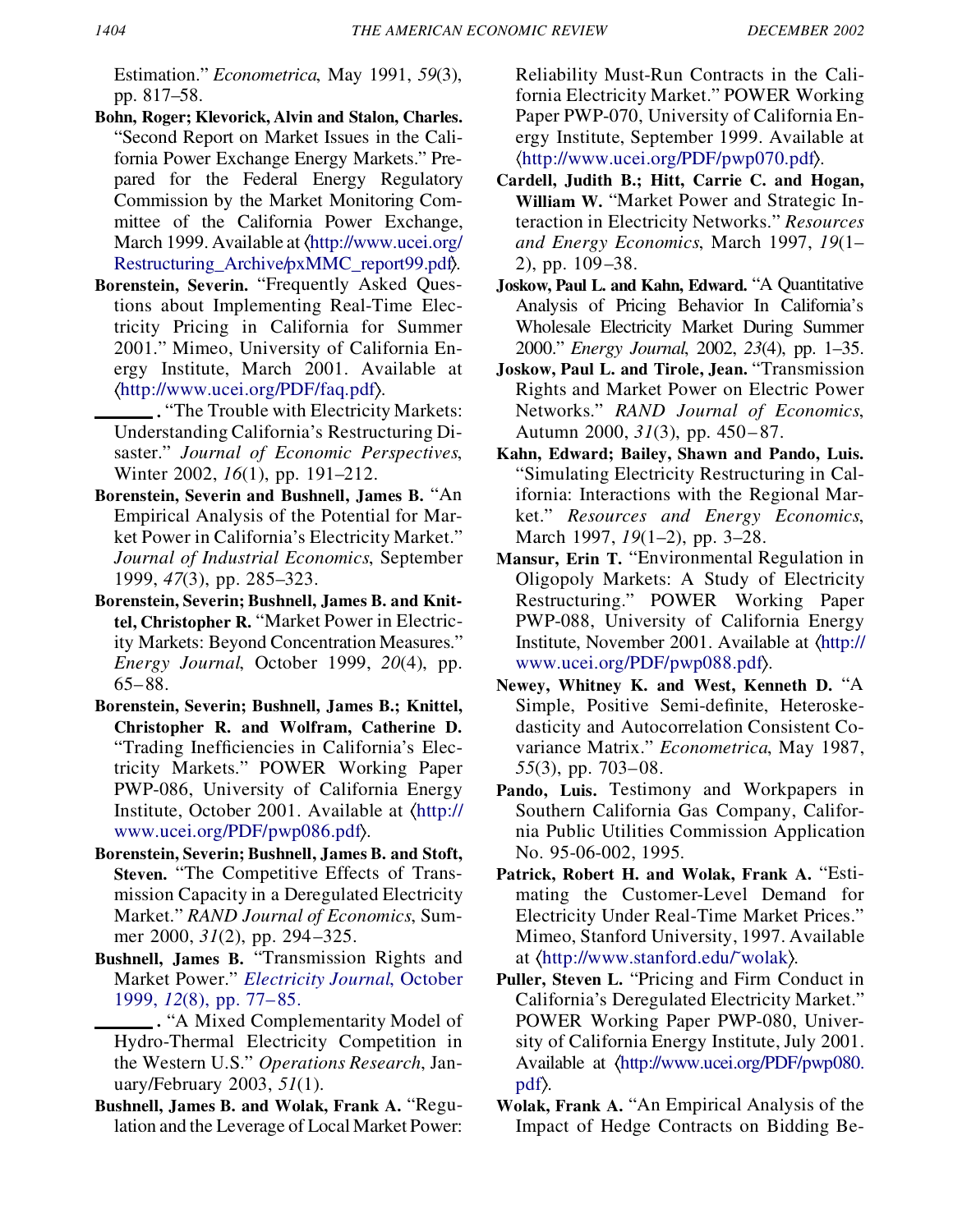Estimation." *Econometrica*, May 1991, *59*(3), pp. 817–58.

**Bohn, Roger; Klevorick, Alvin and Stalon, Charles.** "Second Report on Market Issues in the California Power Exchange Energy Markets." Prepared for the Federal Energy Regulatory Commission by the Market Monitoring Committee of the California Power Exchange, March 1999. Available at ⟨http://www.ucei.org/Restructuring_Archive/pxMMC_report99.pdf⟩.

**Borenstein, Severin.** "Frequently Asked Questions about Implementing Real-Time Electricity Pricing in California for Summer 2001." Mimeo, University of California Energy Institute, March 2001. Available at ⟨http://www.ucei.org/PDF/faq.pdf⟩.

**———.** "The Trouble with Electricity Markets: Understanding California's Restructuring Disaster." *Journal of Economic Perspectives*, Winter 2002, *16*(1), pp. 191–212.

**Borenstein, Severin and Bushnell, James B.** "An Empirical Analysis of the Potential for Market Power in California's Electricity Market." *Journal of Industrial Economics*, September 1999, *47*(3), pp. 285–323.

**Borenstein, Severin; Bushnell, James B. and Knittel, Christopher R.** "Market Power in Electricity Markets: Beyond Concentration Measures." *Energy Journal*, October 1999, *20*(4), pp. 65–88.

**Borenstein, Severin; Bushnell, James B.; Knittel, Christopher R. and Wolfram, Catherine D.** "Trading Inefficiencies in California's Electricity Markets." POWER Working Paper PWP-086, University of California Energy Institute, October 2001. Available at ⟨http://www.ucei.org/PDF/pwp086.pdf⟩.

**Borenstein, Severin; Bushnell, James B. and Stoft, Steven.** "The Competitive Effects of Transmission Capacity in a Deregulated Electricity Market." *RAND Journal of Economics*, Summer 2000, *31*(2), pp. 294–325.

**Bushnell, James B.** "Transmission Rights and Market Power." *Electricity Journal*, October 1999, *12*(8), pp. 77–85.

**———.** "A Mixed Complementarity Model of Hydro-Thermal Electricity Competition in the Western U.S." *Operations Research*, January/February 2003, *51*(1).

**Bushnell, James B. and Wolak, Frank A.** "Regulation and the Leverage of Local Market Power: Reliability Must-Run Contracts in the California Electricity Market." POWER Working Paper PWP-070, University of California Energy Institute, September 1999. Available at ⟨http://www.ucei.org/PDF/pwp070.pdf⟩.

**Cardell, Judith B.; Hitt, Carrie C. and Hogan, William W.** "Market Power and Strategic Interaction in Electricity Networks." *Resources and Energy Economics*, March 1997, *19*(1–2), pp. 109–38.

**Joskow, Paul L. and Kahn, Edward.** "A Quantitative Analysis of Pricing Behavior In California's Wholesale Electricity Market During Summer 2000." *Energy Journal*, 2002, *23*(4), pp. 1–35.

**Joskow, Paul L. and Tirole, Jean.** "Transmission Rights and Market Power on Electric Power Networks." *RAND Journal of Economics*, Autumn 2000, *31*(3), pp. 450–87.

**Kahn, Edward; Bailey, Shawn and Pando, Luis.** "Simulating Electricity Restructuring in California: Interactions with the Regional Market." *Resources and Energy Economics*, March 1997, *19*(1–2), pp. 3–28.

**Mansur, Erin T.** "Environmental Regulation in Oligopoly Markets: A Study of Electricity Restructuring." POWER Working Paper PWP-088, University of California Energy Institute, November 2001. Available at ⟨http://www.ucei.org/PDF/pwp088.pdf⟩.

**Newey, Whitney K. and West, Kenneth D.** "A Simple, Positive Semi-definite, Heteroskedasticity and Autocorrelation Consistent Covariance Matrix." *Econometrica*, May 1987, *55*(3), pp. 703–08.

**Pando, Luis.** Testimony and Workpapers in Southern California Gas Company, California Public Utilities Commission Application No. 95-06-002, 1995.

**Patrick, Robert H. and Wolak, Frank A.** "Estimating the Customer-Level Demand for Electricity Under Real-Time Market Prices." Mimeo, Stanford University, 1997. Available at ⟨http://www.stanford.edu/~wolak⟩.

**Puller, Steven L.** "Pricing and Firm Conduct in California's Deregulated Electricity Market." POWER Working Paper PWP-080, University of California Energy Institute, July 2001. Available at ⟨http://www.ucei.org/PDF/pwp080.pdf⟩.

**Wolak, Frank A.** "An Empirical Analysis of the Impact of Hedge Contracts on Bidding Be-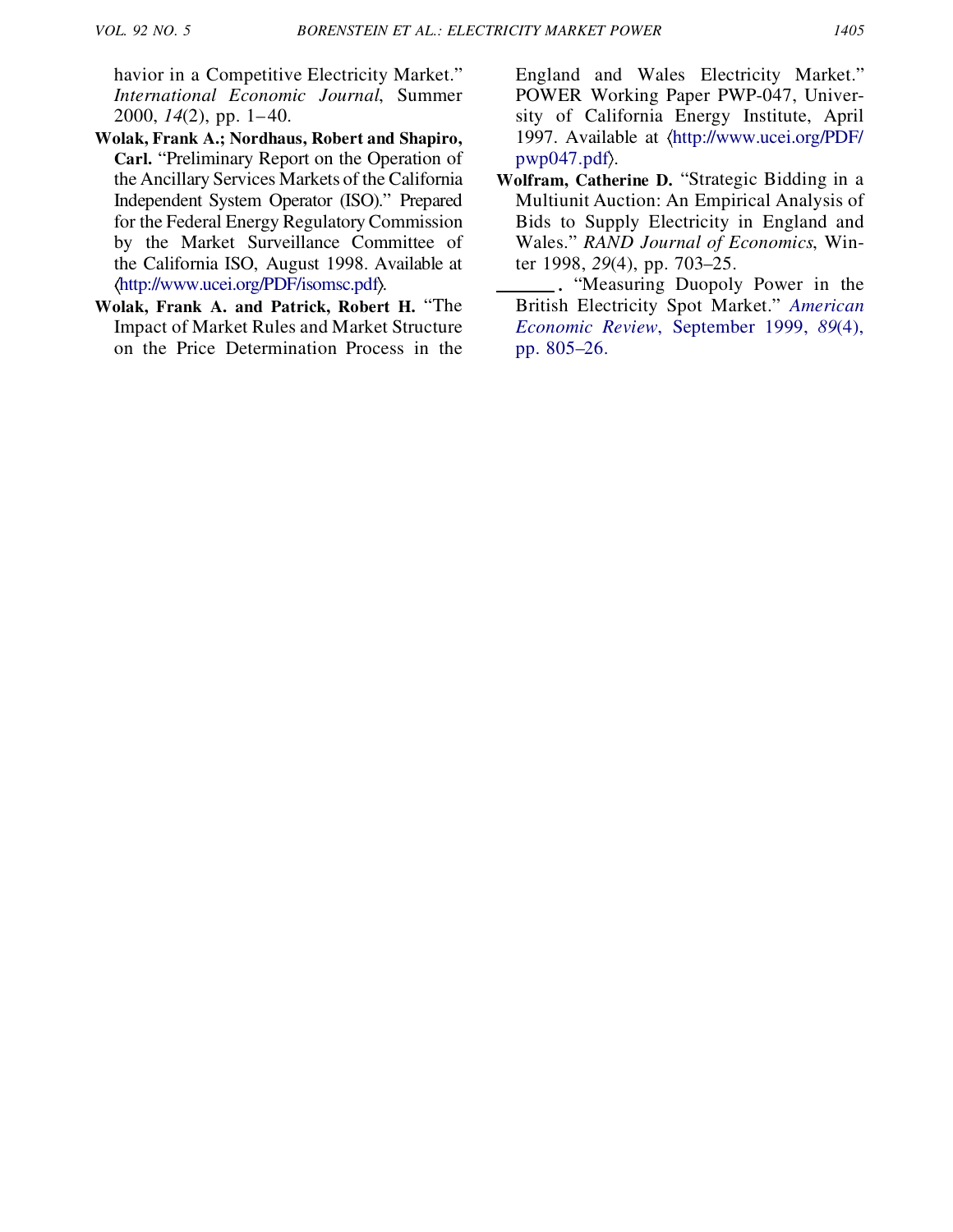havior in a Competitive Electricity Market." *International Economic Journal*, Summer 2000, *14*(2), pp. 1–40.

**Wolak, Frank A.; Nordhaus, Robert and Shapiro, Carl.** "Preliminary Report on the Operation of the Ancillary Services Markets of the California Independent System Operator (ISO)." Prepared for the Federal Energy Regulatory Commission by the Market Surveillance Committee of the California ISO, August 1998. Available at ⟨http://www.ucei.org/PDF/isomsc.pdf⟩.

**Wolak, Frank A. and Patrick, Robert H.** "The Impact of Market Rules and Market Structure on the Price Determination Process in the England and Wales Electricity Market." POWER Working Paper PWP-047, University of California Energy Institute, April 1997. Available at ⟨http://www.ucei.org/PDF/pwp047.pdf⟩.

**Wolfram, Catherine D.** "Strategic Bidding in a Multiunit Auction: An Empirical Analysis of Bids to Supply Electricity in England and Wales." *RAND Journal of Economics*, Winter 1998, *29*(4), pp. 703–25.

______. "Measuring Duopoly Power in the British Electricity Spot Market." *American Economic Review*, September 1999, *89*(4), pp. 805–26.